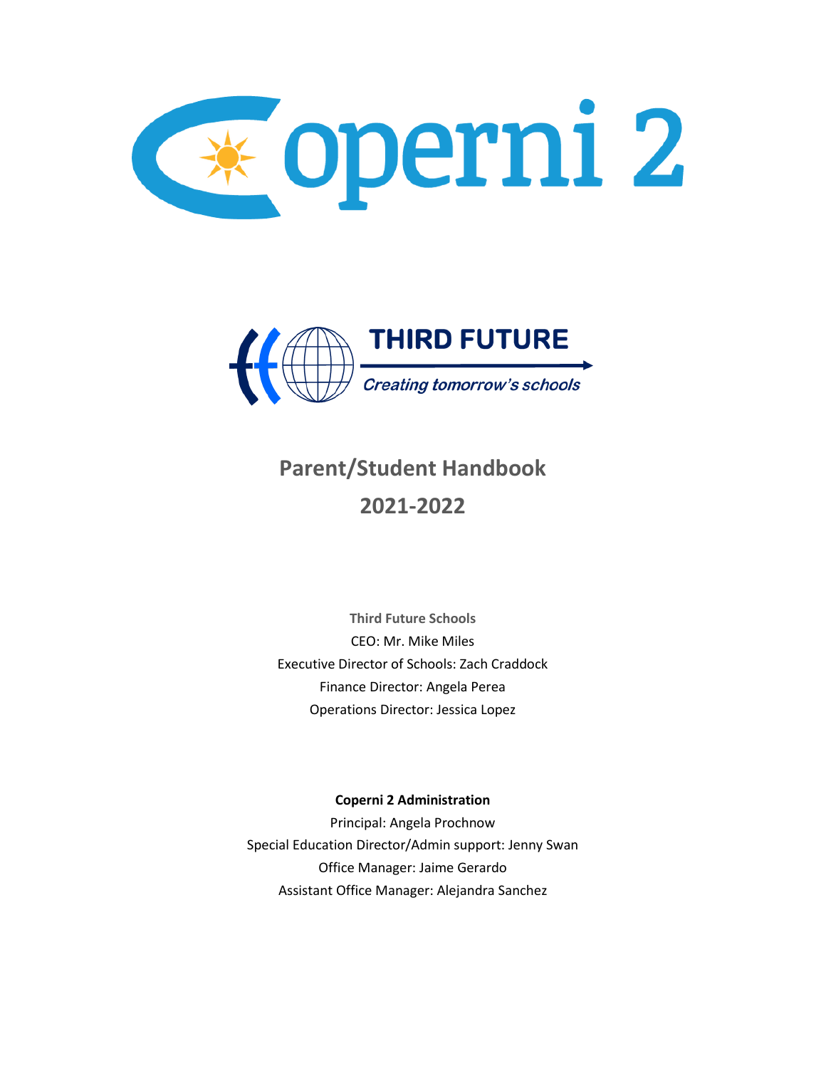Coperni 2

THIRD FUTURE

*Creating tomorrow's schools*

# Parent/Student Handbook

# 2021-2022

**Third Future Schools**

CEO: Mr. Mike Miles

Executive Director of Schools: Zach Craddock

Finance Director: Angela Perea

Operations Director: Jessica Lopez

**Coperni 2 Administration**

Principal: Angela Prochnow

Special Education Director/Admin support: Jenny Swan

Office Manager: Jaime Gerardo

Assistant Office Manager: Alejandra Sanchez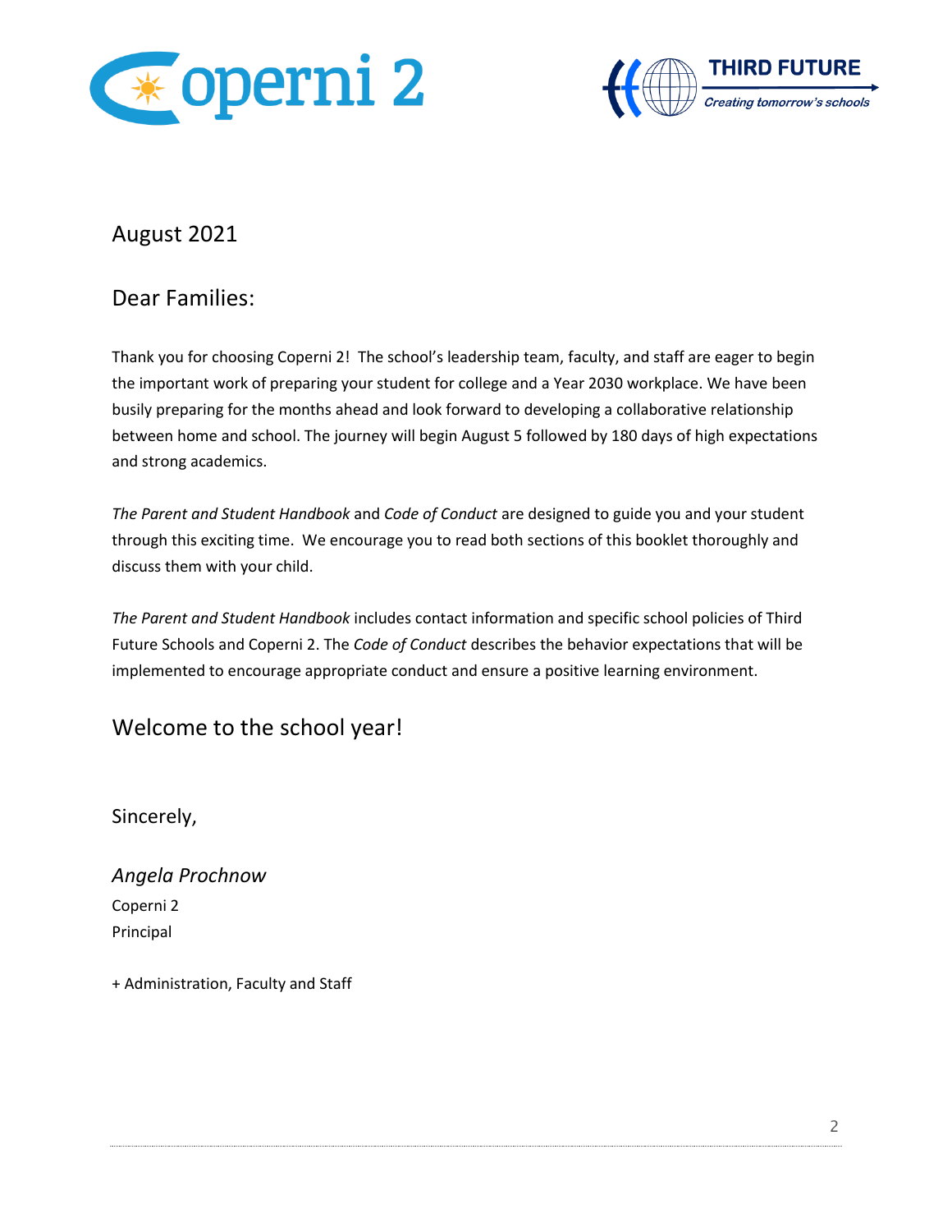August 2021

Dear Families:

Thank you for choosing Coperni 2! The school's leadership team, faculty, and staff are eager to begin the important work of preparing your student for college and a Year 2030 workplace. We have been busily preparing for the months ahead and look forward to developing a collaborative relationship between home and school. The journey will begin August 5 followed by 180 days of high expectations and strong academics.

*The Parent and Student Handbook* and *Code of Conduct* are designed to guide you and your student through this exciting time. We encourage you to read both sections of this booklet thoroughly and discuss them with your child.

*The Parent and Student Handbook* includes contact information and specific school policies of Third Future Schools and Coperni 2. The *Code of Conduct* describes the behavior expectations that will be implemented to encourage appropriate conduct and ensure a positive learning environment.

## Welcome to the school year!

Sincerely,

*Angela Prochnow*
Coperni 2
Principal

+ Administration, Faculty and Staff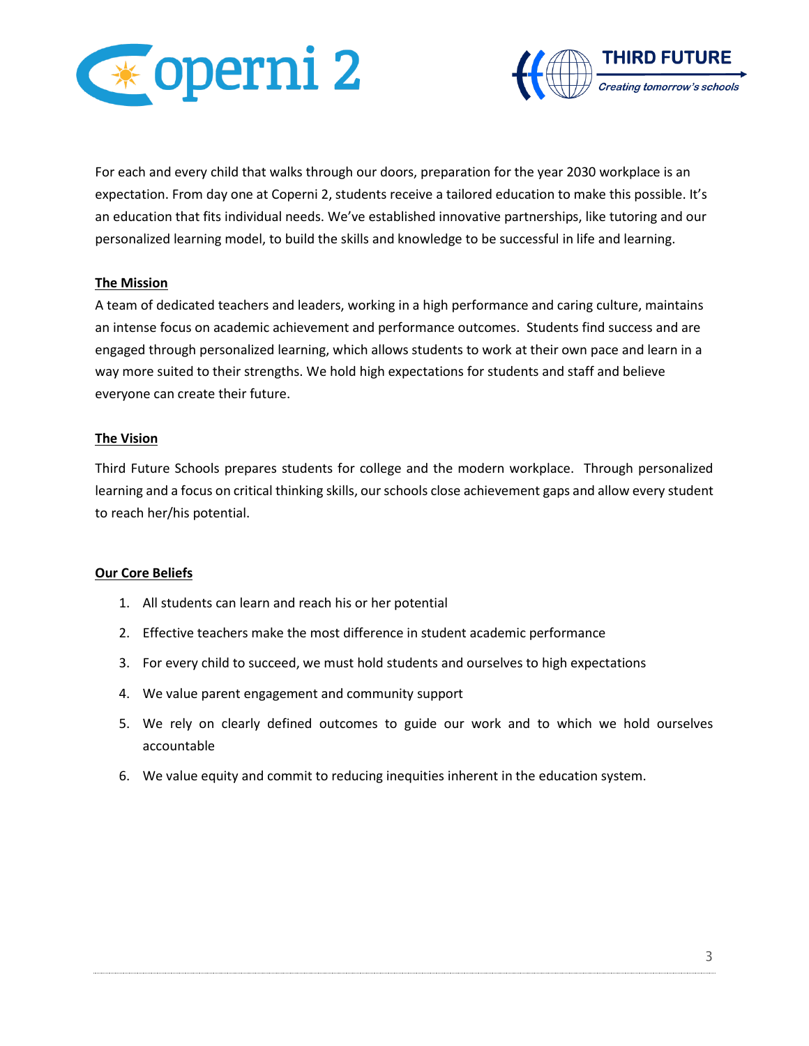For each and every child that walks through our doors, preparation for the year 2030 workplace is an expectation. From day one at Coperni 2, students receive a tailored education to make this possible. It's an education that fits individual needs. We've established innovative partnerships, like tutoring and our personalized learning model, to build the skills and knowledge to be successful in life and learning.

## The Mission

A team of dedicated teachers and leaders, working in a high performance and caring culture, maintains an intense focus on academic achievement and performance outcomes. Students find success and are engaged through personalized learning, which allows students to work at their own pace and learn in a way more suited to their strengths. We hold high expectations for students and staff and believe everyone can create their future.

## The Vision

Third Future Schools prepares students for college and the modern workplace. Through personalized learning and a focus on critical thinking skills, our schools close achievement gaps and allow every student to reach her/his potential.

## Our Core Beliefs

1. All students can learn and reach his or her potential
2. Effective teachers make the most difference in student academic performance
3. For every child to succeed, we must hold students and ourselves to high expectations
4. We value parent engagement and community support
5. We rely on clearly defined outcomes to guide our work and to which we hold ourselves accountable
6. We value equity and commit to reducing inequities inherent in the education system.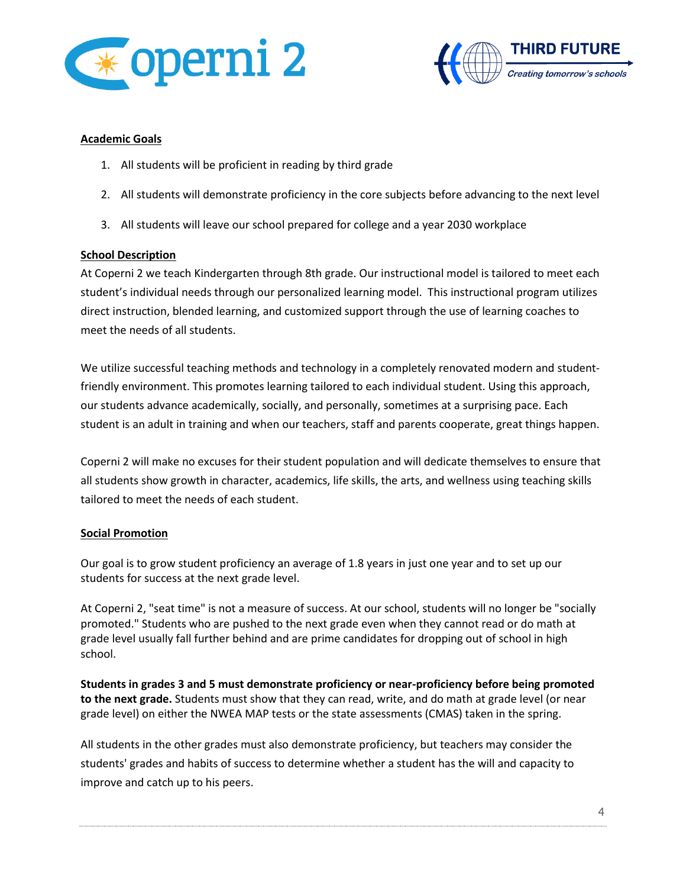**Academic Goals**

1. All students will be proficient in reading by third grade
2. All students will demonstrate proficiency in the core subjects before advancing to the next level
3. All students will leave our school prepared for college and a year 2030 workplace

**School Description**

At Coperni 2 we teach Kindergarten through 8th grade. Our instructional model is tailored to meet each student's individual needs through our personalized learning model. This instructional program utilizes direct instruction, blended learning, and customized support through the use of learning coaches to meet the needs of all students.

We utilize successful teaching methods and technology in a completely renovated modern and student-friendly environment. This promotes learning tailored to each individual student. Using this approach, our students advance academically, socially, and personally, sometimes at a surprising pace. Each student is an adult in training and when our teachers, staff and parents cooperate, great things happen.

Coperni 2 will make no excuses for their student population and will dedicate themselves to ensure that all students show growth in character, academics, life skills, the arts, and wellness using teaching skills tailored to meet the needs of each student.

**Social Promotion**

Our goal is to grow student proficiency an average of 1.8 years in just one year and to set up our students for success at the next grade level.

At Coperni 2, "seat time" is not a measure of success. At our school, students will no longer be "socially promoted." Students who are pushed to the next grade even when they cannot read or do math at grade level usually fall further behind and are prime candidates for dropping out of school in high school.

**Students in grades 3 and 5 must demonstrate proficiency or near-proficiency before being promoted to the next grade.** Students must show that they can read, write, and do math at grade level (or near grade level) on either the NWEA MAP tests or the state assessments (CMAS) taken in the spring.

All students in the other grades must also demonstrate proficiency, but teachers may consider the students' grades and habits of success to determine whether a student has the will and capacity to improve and catch up to his peers.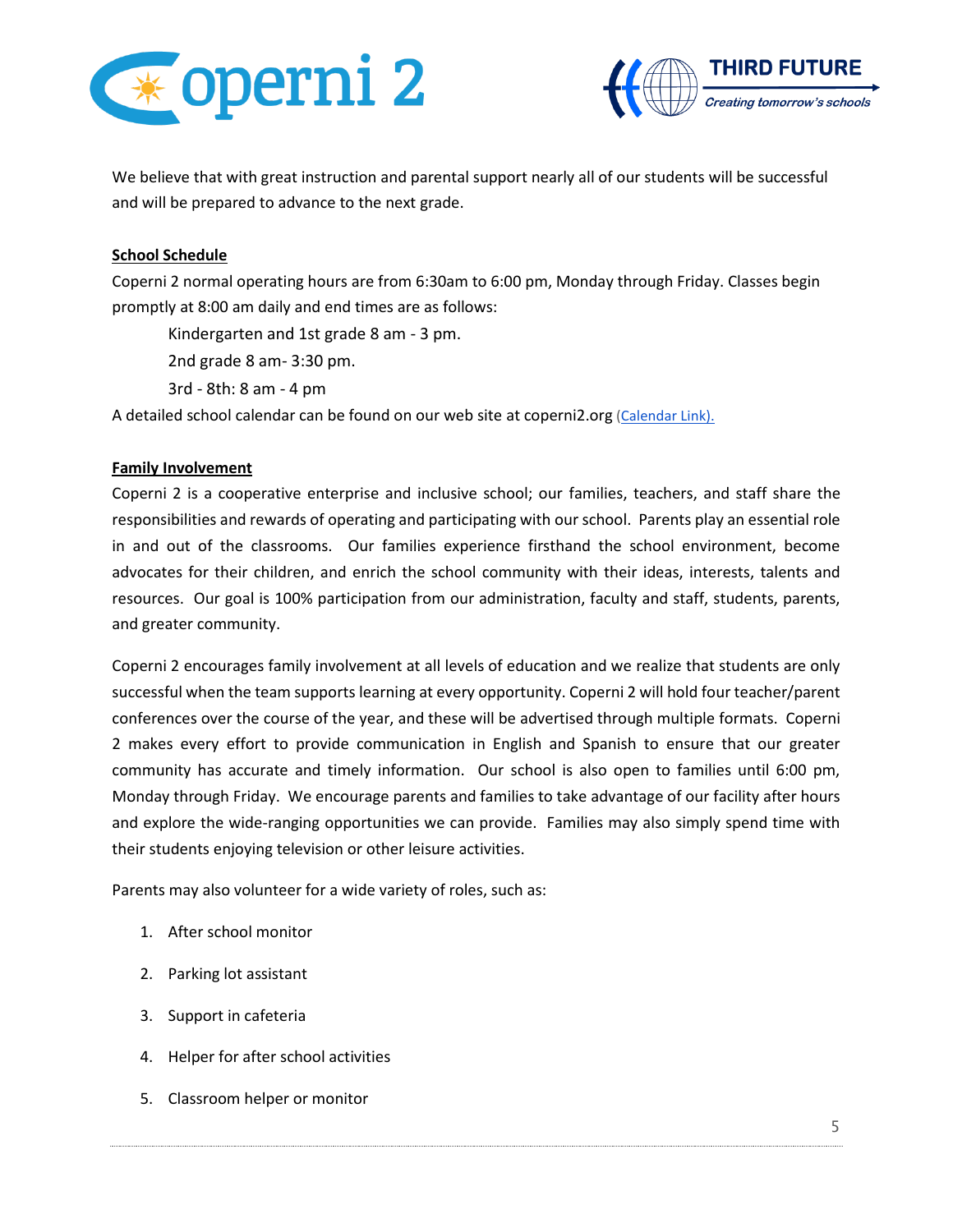We believe that with great instruction and parental support nearly all of our students will be successful and will be prepared to advance to the next grade.

**School Schedule**

Coperni 2 normal operating hours are from 6:30am to 6:00 pm, Monday through Friday. Classes begin promptly at 8:00 am daily and end times are as follows:

Kindergarten and 1st grade 8 am - 3 pm.

2nd grade 8 am- 3:30 pm.

3rd - 8th: 8 am - 4 pm

A detailed school calendar can be found on our web site at coperni2.org (Calendar Link).

**Family Involvement**

Coperni 2 is a cooperative enterprise and inclusive school; our families, teachers, and staff share the responsibilities and rewards of operating and participating with our school. Parents play an essential role in and out of the classrooms. Our families experience firsthand the school environment, become advocates for their children, and enrich the school community with their ideas, interests, talents and resources. Our goal is 100% participation from our administration, faculty and staff, students, parents, and greater community.

Coperni 2 encourages family involvement at all levels of education and we realize that students are only successful when the team supports learning at every opportunity. Coperni 2 will hold four teacher/parent conferences over the course of the year, and these will be advertised through multiple formats. Coperni 2 makes every effort to provide communication in English and Spanish to ensure that our greater community has accurate and timely information. Our school is also open to families until 6:00 pm, Monday through Friday. We encourage parents and families to take advantage of our facility after hours and explore the wide-ranging opportunities we can provide. Families may also simply spend time with their students enjoying television or other leisure activities.

Parents may also volunteer for a wide variety of roles, such as:

1. After school monitor
2. Parking lot assistant
3. Support in cafeteria
4. Helper for after school activities
5. Classroom helper or monitor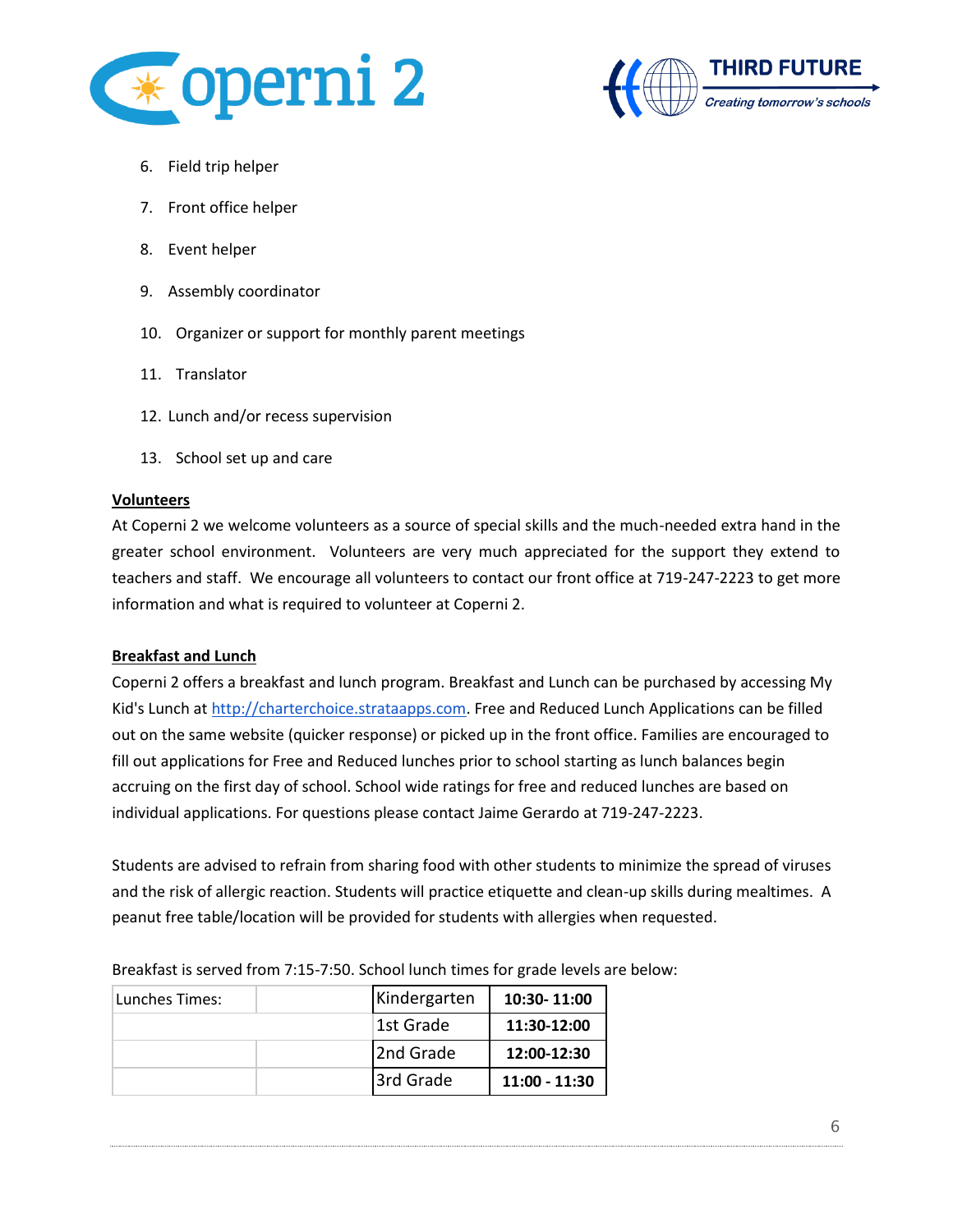6. Field trip helper

7. Front office helper

8. Event helper

9. Assembly coordinator

10. Organizer or support for monthly parent meetings

11. Translator

12. Lunch and/or recess supervision

13. School set up and care

**Volunteers**

At Coperni 2 we welcome volunteers as a source of special skills and the much-needed extra hand in the greater school environment. Volunteers are very much appreciated for the support they extend to teachers and staff. We encourage all volunteers to contact our front office at 719-247-2223 to get more information and what is required to volunteer at Coperni 2.

**Breakfast and Lunch**

Coperni 2 offers a breakfast and lunch program. Breakfast and Lunch can be purchased by accessing My Kid's Lunch at http://charterchoice.strataapps.com. Free and Reduced Lunch Applications can be filled out on the same website (quicker response) or picked up in the front office. Families are encouraged to fill out applications for Free and Reduced lunches prior to school starting as lunch balances begin accruing on the first day of school. School wide ratings for free and reduced lunches are based on individual applications. For questions please contact Jaime Gerardo at 719-247-2223.

Students are advised to refrain from sharing food with other students to minimize the spread of viruses and the risk of allergic reaction. Students will practice etiquette and clean-up skills during mealtimes. A peanut free table/location will be provided for students with allergies when requested.

Breakfast is served from 7:15-7:50. School lunch times for grade levels are below:

| Lunches Times: | | Kindergarten | **10:30- 11:00** |
|---|---|---|---|
| | | 1st Grade | **11:30-12:00** |
| | | 2nd Grade | **12:00-12:30** |
| | | 3rd Grade | **11:00 - 11:30** |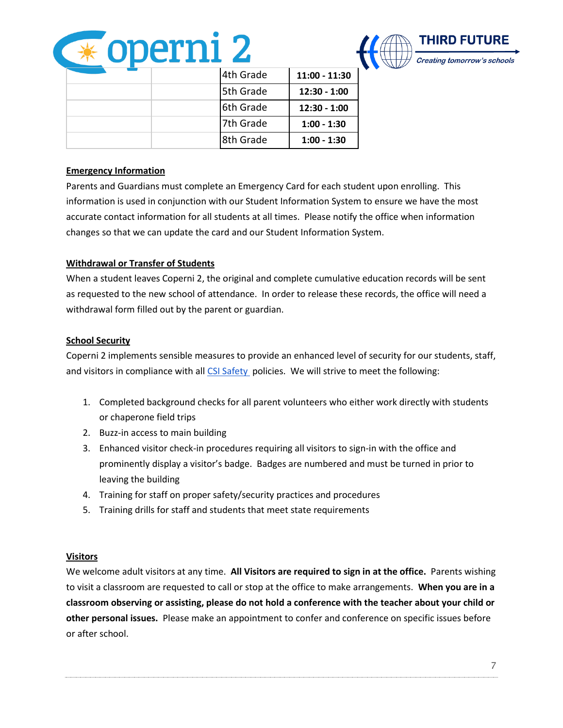| | | | |
|---|---|---|---|
| | | 4th Grade | **11:00 - 11:30** |
| | | 5th Grade | **12:30 - 1:00** |
| | | 6th Grade | **12:30 - 1:00** |
| | | 7th Grade | **1:00 - 1:30** |
| | | 8th Grade | **1:00 - 1:30** |

**Emergency Information**

Parents and Guardians must complete an Emergency Card for each student upon enrolling. This information is used in conjunction with our Student Information System to ensure we have the most accurate contact information for all students at all times. Please notify the office when information changes so that we can update the card and our Student Information System.

**Withdrawal or Transfer of Students**

When a student leaves Coperni 2, the original and complete cumulative education records will be sent as requested to the new school of attendance. In order to release these records, the office will need a withdrawal form filled out by the parent or guardian.

**School Security**

Coperni 2 implements sensible measures to provide an enhanced level of security for our students, staff, and visitors in compliance with all CSI Safety policies. We will strive to meet the following:

1. Completed background checks for all parent volunteers who either work directly with students or chaperone field trips
2. Buzz-in access to main building
3. Enhanced visitor check-in procedures requiring all visitors to sign-in with the office and prominently display a visitor's badge. Badges are numbered and must be turned in prior to leaving the building
4. Training for staff on proper safety/security practices and procedures
5. Training drills for staff and students that meet state requirements

**Visitors**

We welcome adult visitors at any time. **All Visitors are required to sign in at the office.** Parents wishing to visit a classroom are requested to call or stop at the office to make arrangements. **When you are in a classroom observing or assisting, please do not hold a conference with the teacher about your child or other personal issues.** Please make an appointment to confer and conference on specific issues before or after school.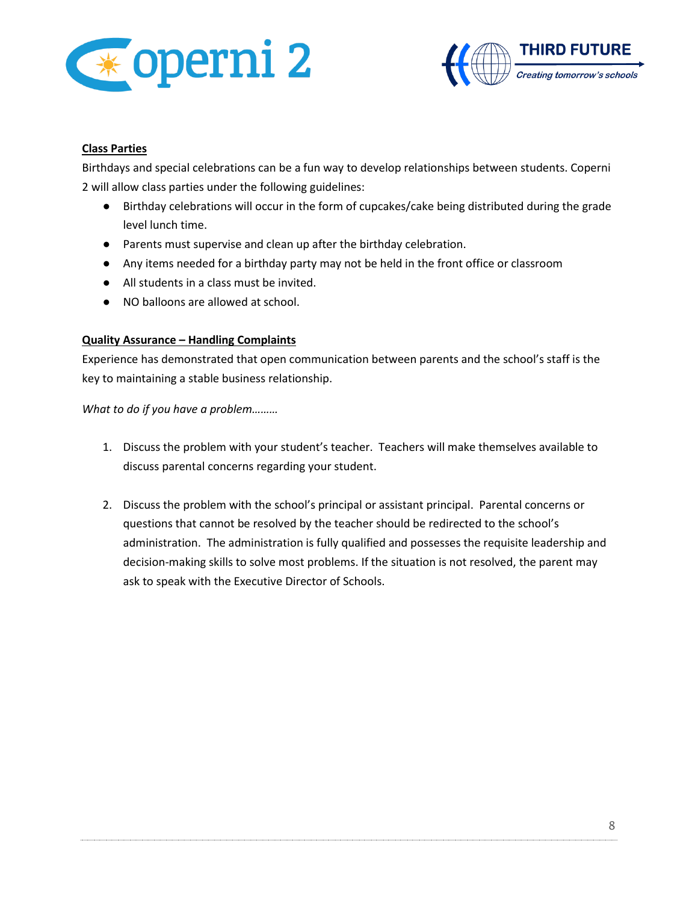**Class Parties**

Birthdays and special celebrations can be a fun way to develop relationships between students. Coperni 2 will allow class parties under the following guidelines:

- Birthday celebrations will occur in the form of cupcakes/cake being distributed during the grade level lunch time.
- Parents must supervise and clean up after the birthday celebration.
- Any items needed for a birthday party may not be held in the front office or classroom
- All students in a class must be invited.
- NO balloons are allowed at school.

**Quality Assurance – Handling Complaints**

Experience has demonstrated that open communication between parents and the school's staff is the key to maintaining a stable business relationship.

*What to do if you have a problem………*

1. Discuss the problem with your student's teacher. Teachers will make themselves available to discuss parental concerns regarding your student.

2. Discuss the problem with the school's principal or assistant principal. Parental concerns or questions that cannot be resolved by the teacher should be redirected to the school's administration. The administration is fully qualified and possesses the requisite leadership and decision-making skills to solve most problems. If the situation is not resolved, the parent may ask to speak with the Executive Director of Schools.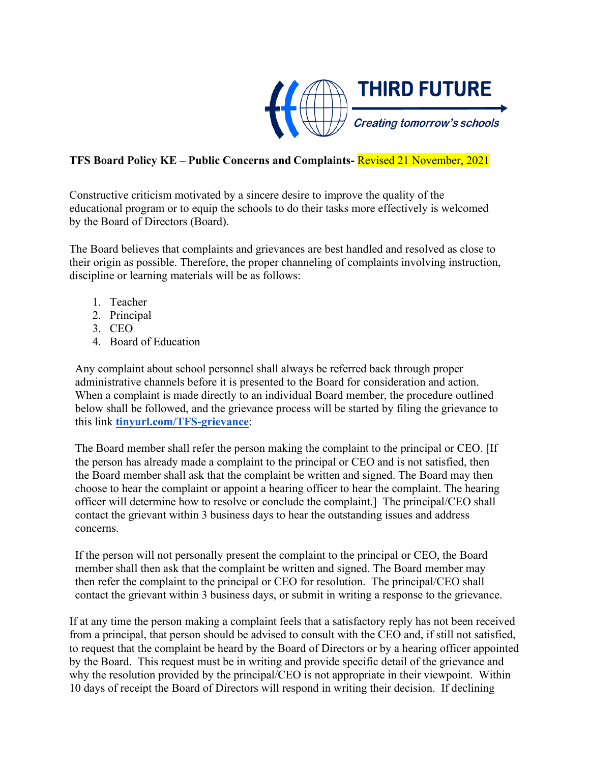**TFS Board Policy KE – Public Concerns and Complaints- Revised 21 November, 2021**

Constructive criticism motivated by a sincere desire to improve the quality of the educational program or to equip the schools to do their tasks more effectively is welcomed by the Board of Directors (Board).

The Board believes that complaints and grievances are best handled and resolved as close to their origin as possible. Therefore, the proper channeling of complaints involving instruction, discipline or learning materials will be as follows:

1. Teacher
2. Principal
3. CEO
4. Board of Education

Any complaint about school personnel shall always be referred back through proper administrative channels before it is presented to the Board for consideration and action. When a complaint is made directly to an individual Board member, the procedure outlined below shall be followed, and the grievance process will be started by filing the grievance to this link **tinyurl.com/TFS-grievance**:

The Board member shall refer the person making the complaint to the principal or CEO. [If the person has already made a complaint to the principal or CEO and is not satisfied, then the Board member shall ask that the complaint be written and signed. The Board may then choose to hear the complaint or appoint a hearing officer to hear the complaint. The hearing officer will determine how to resolve or conclude the complaint.] The principal/CEO shall contact the grievant within 3 business days to hear the outstanding issues and address concerns.

If the person will not personally present the complaint to the principal or CEO, the Board member shall then ask that the complaint be written and signed. The Board member may then refer the complaint to the principal or CEO for resolution. The principal/CEO shall contact the grievant within 3 business days, or submit in writing a response to the grievance.

If at any time the person making a complaint feels that a satisfactory reply has not been received from a principal, that person should be advised to consult with the CEO and, if still not satisfied, to request that the complaint be heard by the Board of Directors or by a hearing officer appointed by the Board. This request must be in writing and provide specific detail of the grievance and why the resolution provided by the principal/CEO is not appropriate in their viewpoint. Within 10 days of receipt the Board of Directors will respond in writing their decision. If declining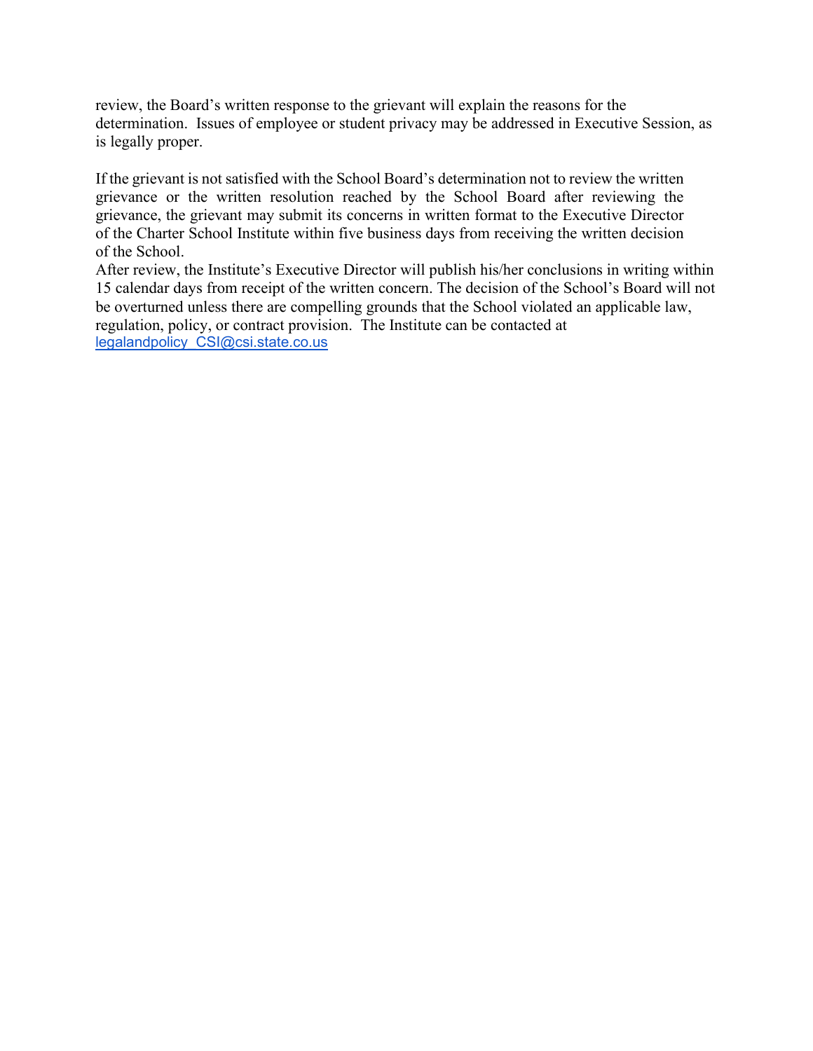review, the Board's written response to the grievant will explain the reasons for the determination. Issues of employee or student privacy may be addressed in Executive Session, as is legally proper.

If the grievant is not satisfied with the School Board's determination not to review the written grievance or the written resolution reached by the School Board after reviewing the grievance, the grievant may submit its concerns in written format to the Executive Director of the Charter School Institute within five business days from receiving the written decision of the School.

After review, the Institute's Executive Director will publish his/her conclusions in writing within 15 calendar days from receipt of the written concern. The decision of the School's Board will not be overturned unless there are compelling grounds that the School violated an applicable law, regulation, policy, or contract provision. The Institute can be contacted at legalandpolicy_CSI@csi.state.co.us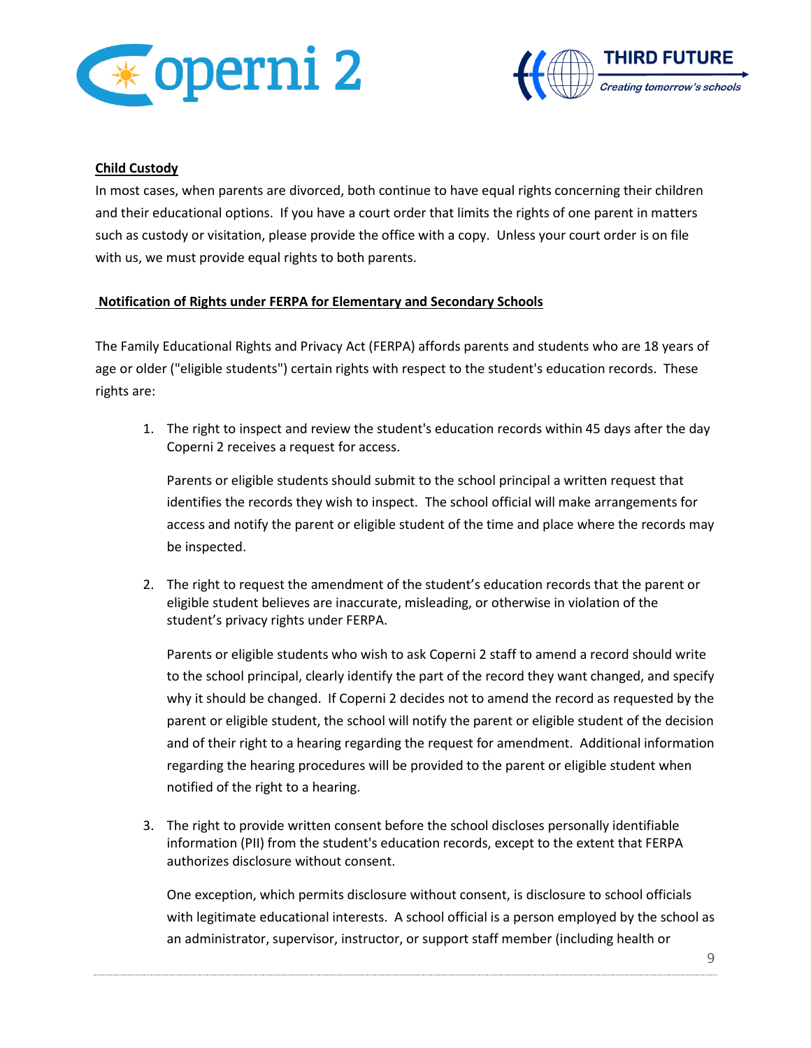**Child Custody**

In most cases, when parents are divorced, both continue to have equal rights concerning their children and their educational options. If you have a court order that limits the rights of one parent in matters such as custody or visitation, please provide the office with a copy. Unless your court order is on file with us, we must provide equal rights to both parents.

**Notification of Rights under FERPA for Elementary and Secondary Schools**

The Family Educational Rights and Privacy Act (FERPA) affords parents and students who are 18 years of age or older ("eligible students") certain rights with respect to the student's education records. These rights are:

1. The right to inspect and review the student's education records within 45 days after the day Coperni 2 receives a request for access.

   Parents or eligible students should submit to the school principal a written request that identifies the records they wish to inspect. The school official will make arrangements for access and notify the parent or eligible student of the time and place where the records may be inspected.

2. The right to request the amendment of the student's education records that the parent or eligible student believes are inaccurate, misleading, or otherwise in violation of the student's privacy rights under FERPA.

   Parents or eligible students who wish to ask Coperni 2 staff to amend a record should write to the school principal, clearly identify the part of the record they want changed, and specify why it should be changed. If Coperni 2 decides not to amend the record as requested by the parent or eligible student, the school will notify the parent or eligible student of the decision and of their right to a hearing regarding the request for amendment. Additional information regarding the hearing procedures will be provided to the parent or eligible student when notified of the right to a hearing.

3. The right to provide written consent before the school discloses personally identifiable information (PII) from the student's education records, except to the extent that FERPA authorizes disclosure without consent.

   One exception, which permits disclosure without consent, is disclosure to school officials with legitimate educational interests. A school official is a person employed by the school as an administrator, supervisor, instructor, or support staff member (including health or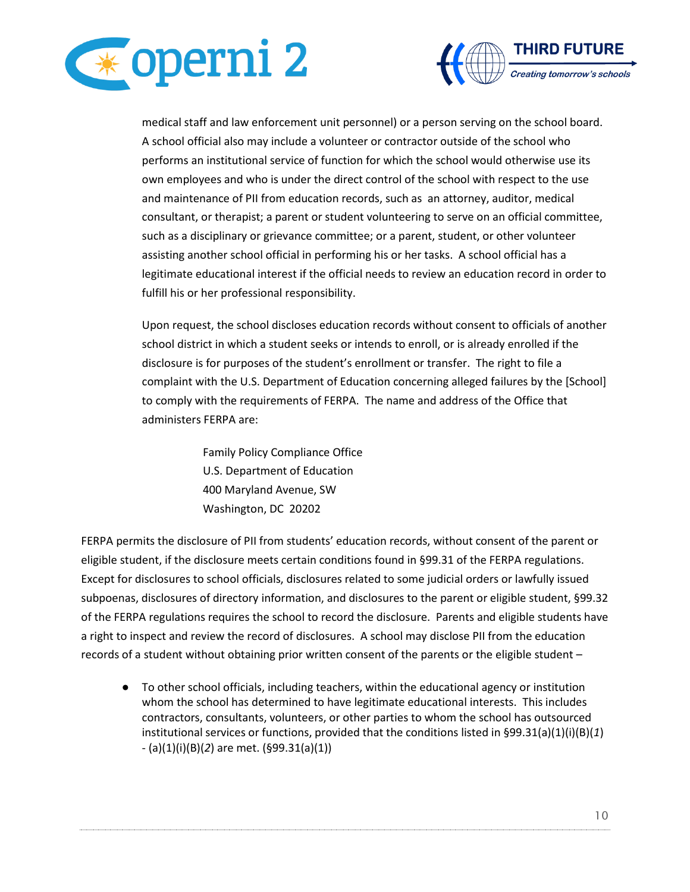medical staff and law enforcement unit personnel) or a person serving on the school board. A school official also may include a volunteer or contractor outside of the school who performs an institutional service of function for which the school would otherwise use its own employees and who is under the direct control of the school with respect to the use and maintenance of PII from education records, such as an attorney, auditor, medical consultant, or therapist; a parent or student volunteering to serve on an official committee, such as a disciplinary or grievance committee; or a parent, student, or other volunteer assisting another school official in performing his or her tasks. A school official has a legitimate educational interest if the official needs to review an education record in order to fulfill his or her professional responsibility.

Upon request, the school discloses education records without consent to officials of another school district in which a student seeks or intends to enroll, or is already enrolled if the disclosure is for purposes of the student's enrollment or transfer. The right to file a complaint with the U.S. Department of Education concerning alleged failures by the [School] to comply with the requirements of FERPA. The name and address of the Office that administers FERPA are:

> Family Policy Compliance Office
> U.S. Department of Education
> 400 Maryland Avenue, SW
> Washington, DC 20202

FERPA permits the disclosure of PII from students' education records, without consent of the parent or eligible student, if the disclosure meets certain conditions found in §99.31 of the FERPA regulations. Except for disclosures to school officials, disclosures related to some judicial orders or lawfully issued subpoenas, disclosures of directory information, and disclosures to the parent or eligible student, §99.32 of the FERPA regulations requires the school to record the disclosure. Parents and eligible students have a right to inspect and review the record of disclosures. A school may disclose PII from the education records of a student without obtaining prior written consent of the parents or the eligible student –

- To other school officials, including teachers, within the educational agency or institution whom the school has determined to have legitimate educational interests. This includes contractors, consultants, volunteers, or other parties to whom the school has outsourced institutional services or functions, provided that the conditions listed in §99.31(a)(1)(i)(B)(*1*) - (a)(1)(i)(B)(*2*) are met. (§99.31(a)(1))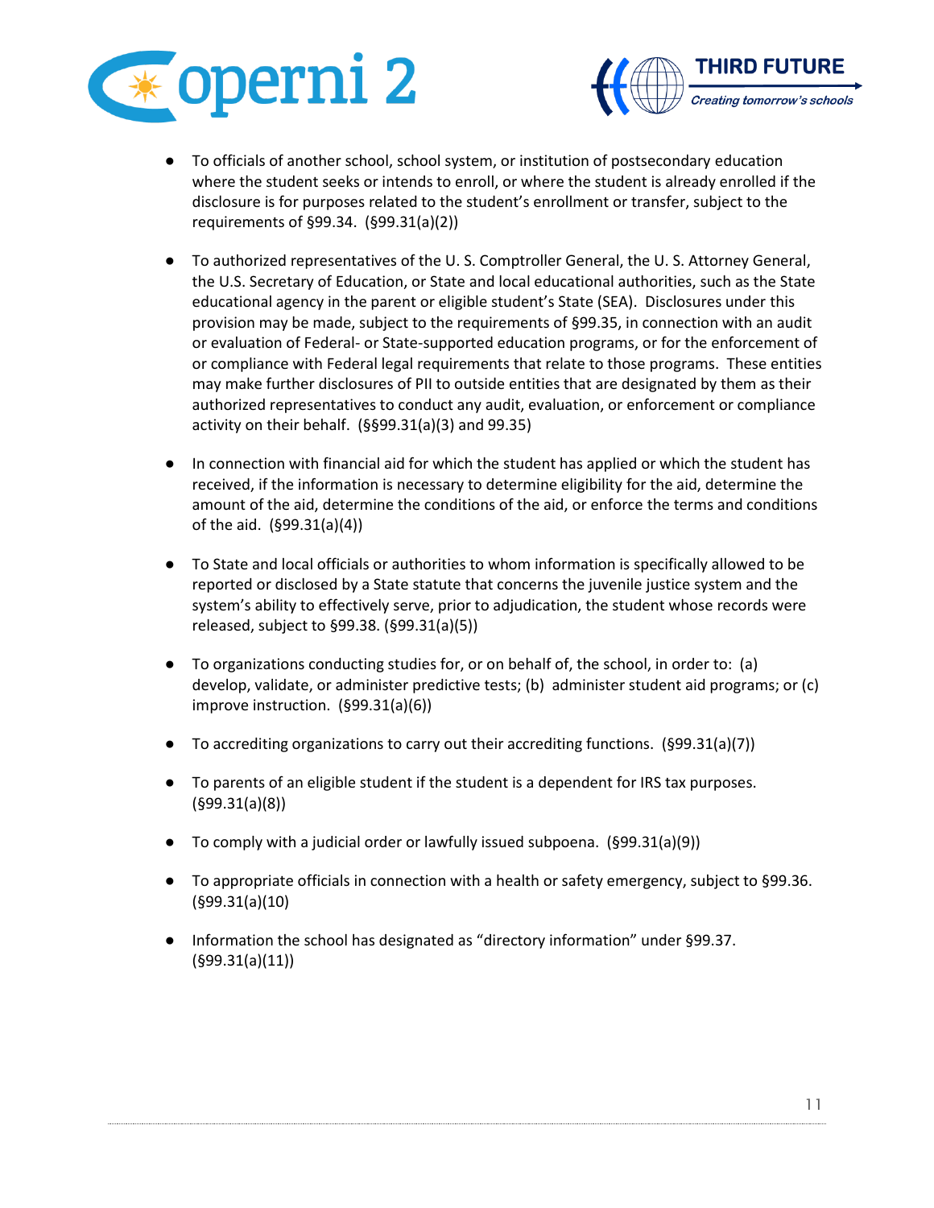- To officials of another school, school system, or institution of postsecondary education where the student seeks or intends to enroll, or where the student is already enrolled if the disclosure is for purposes related to the student's enrollment or transfer, subject to the requirements of §99.34. (§99.31(a)(2))

- To authorized representatives of the U. S. Comptroller General, the U. S. Attorney General, the U.S. Secretary of Education, or State and local educational authorities, such as the State educational agency in the parent or eligible student's State (SEA). Disclosures under this provision may be made, subject to the requirements of §99.35, in connection with an audit or evaluation of Federal- or State-supported education programs, or for the enforcement of or compliance with Federal legal requirements that relate to those programs. These entities may make further disclosures of PII to outside entities that are designated by them as their authorized representatives to conduct any audit, evaluation, or enforcement or compliance activity on their behalf. (§§99.31(a)(3) and 99.35)

- In connection with financial aid for which the student has applied or which the student has received, if the information is necessary to determine eligibility for the aid, determine the amount of the aid, determine the conditions of the aid, or enforce the terms and conditions of the aid. (§99.31(a)(4))

- To State and local officials or authorities to whom information is specifically allowed to be reported or disclosed by a State statute that concerns the juvenile justice system and the system's ability to effectively serve, prior to adjudication, the student whose records were released, subject to §99.38. (§99.31(a)(5))

- To organizations conducting studies for, or on behalf of, the school, in order to: (a) develop, validate, or administer predictive tests; (b) administer student aid programs; or (c) improve instruction. (§99.31(a)(6))

- To accrediting organizations to carry out their accrediting functions. (§99.31(a)(7))

- To parents of an eligible student if the student is a dependent for IRS tax purposes. (§99.31(a)(8))

- To comply with a judicial order or lawfully issued subpoena. (§99.31(a)(9))

- To appropriate officials in connection with a health or safety emergency, subject to §99.36. (§99.31(a)(10)

- Information the school has designated as "directory information" under §99.37. (§99.31(a)(11))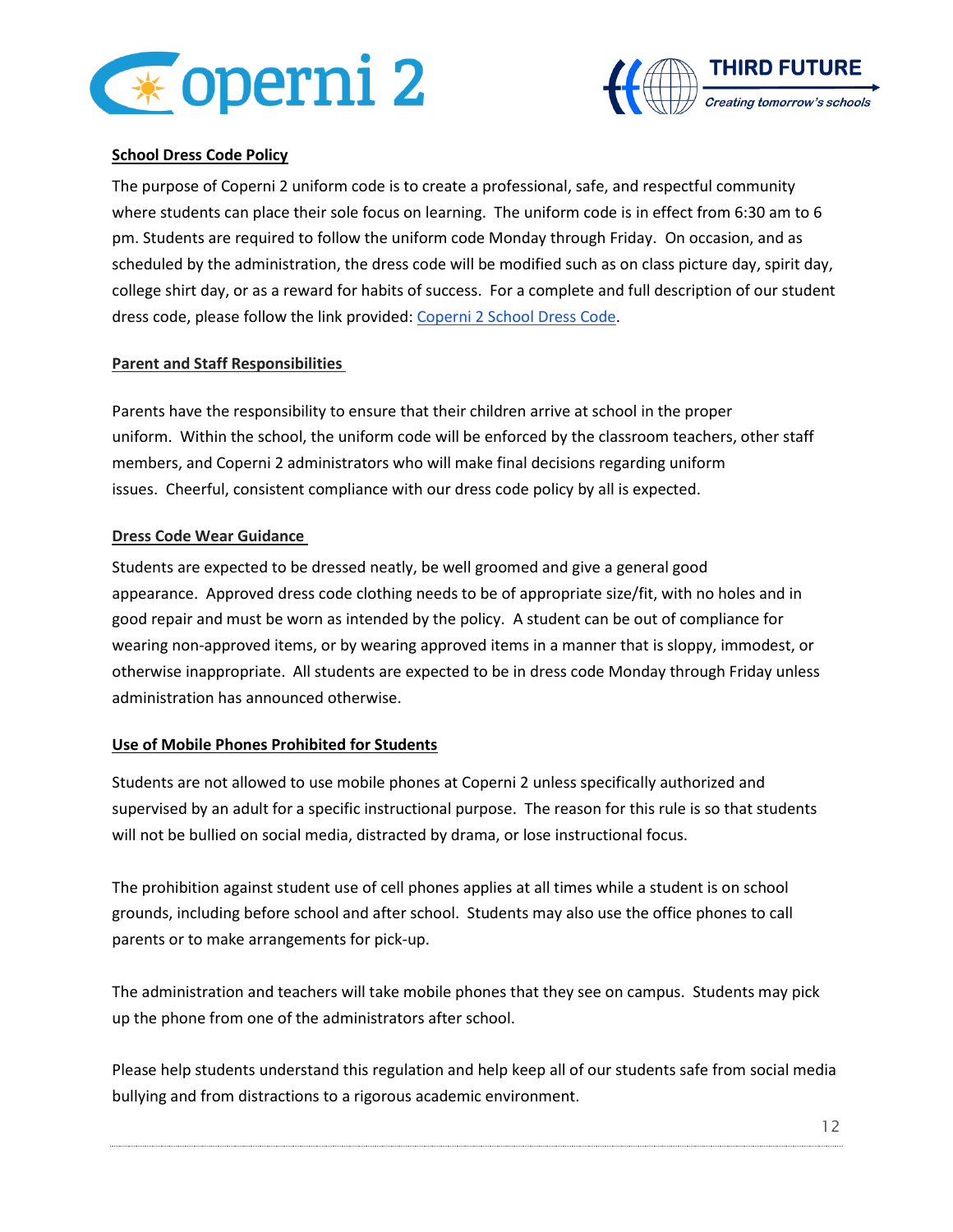**School Dress Code Policy**

The purpose of Coperni 2 uniform code is to create a professional, safe, and respectful community where students can place their sole focus on learning. The uniform code is in effect from 6:30 am to 6 pm. Students are required to follow the uniform code Monday through Friday. On occasion, and as scheduled by the administration, the dress code will be modified such as on class picture day, spirit day, college shirt day, or as a reward for habits of success. For a complete and full description of our student dress code, please follow the link provided: Coperni 2 School Dress Code.

**Parent and Staff Responsibilities**

Parents have the responsibility to ensure that their children arrive at school in the proper uniform. Within the school, the uniform code will be enforced by the classroom teachers, other staff members, and Coperni 2 administrators who will make final decisions regarding uniform issues. Cheerful, consistent compliance with our dress code policy by all is expected.

**Dress Code Wear Guidance**

Students are expected to be dressed neatly, be well groomed and give a general good appearance. Approved dress code clothing needs to be of appropriate size/fit, with no holes and in good repair and must be worn as intended by the policy. A student can be out of compliance for wearing non-approved items, or by wearing approved items in a manner that is sloppy, immodest, or otherwise inappropriate. All students are expected to be in dress code Monday through Friday unless administration has announced otherwise.

**Use of Mobile Phones Prohibited for Students**

Students are not allowed to use mobile phones at Coperni 2 unless specifically authorized and supervised by an adult for a specific instructional purpose. The reason for this rule is so that students will not be bullied on social media, distracted by drama, or lose instructional focus.

The prohibition against student use of cell phones applies at all times while a student is on school grounds, including before school and after school. Students may also use the office phones to call parents or to make arrangements for pick-up.

The administration and teachers will take mobile phones that they see on campus. Students may pick up the phone from one of the administrators after school.

Please help students understand this regulation and help keep all of our students safe from social media bullying and from distractions to a rigorous academic environment.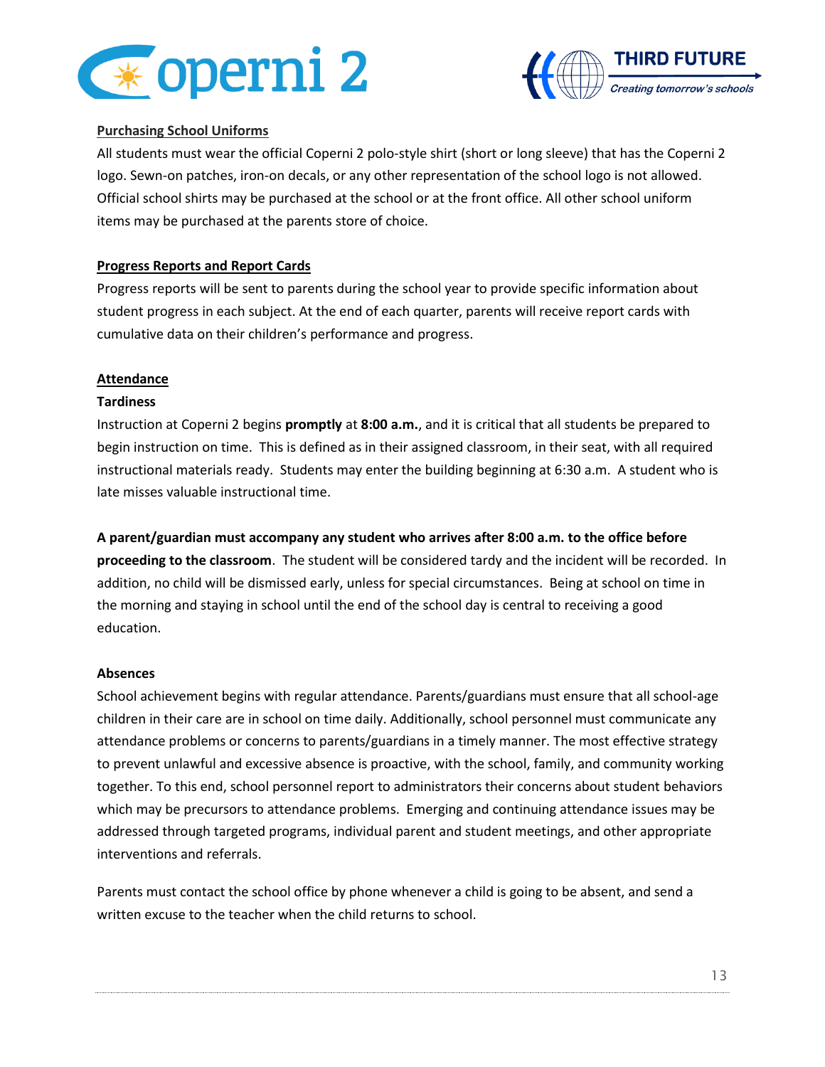## Purchasing School Uniforms

All students must wear the official Coperni 2 polo-style shirt (short or long sleeve) that has the Coperni 2 logo. Sewn-on patches, iron-on decals, or any other representation of the school logo is not allowed. Official school shirts may be purchased at the school or at the front office. All other school uniform items may be purchased at the parents store of choice.

## Progress Reports and Report Cards

Progress reports will be sent to parents during the school year to provide specific information about student progress in each subject. At the end of each quarter, parents will receive report cards with cumulative data on their children's performance and progress.

## Attendance

### Tardiness

Instruction at Coperni 2 begins **promptly** at **8:00 a.m.**, and it is critical that all students be prepared to begin instruction on time. This is defined as in their assigned classroom, in their seat, with all required instructional materials ready. Students may enter the building beginning at 6:30 a.m. A student who is late misses valuable instructional time.

**A parent/guardian must accompany any student who arrives after 8:00 a.m. to the office before proceeding to the classroom**. The student will be considered tardy and the incident will be recorded. In addition, no child will be dismissed early, unless for special circumstances. Being at school on time in the morning and staying in school until the end of the school day is central to receiving a good education.

### Absences

School achievement begins with regular attendance. Parents/guardians must ensure that all school-age children in their care are in school on time daily. Additionally, school personnel must communicate any attendance problems or concerns to parents/guardians in a timely manner. The most effective strategy to prevent unlawful and excessive absence is proactive, with the school, family, and community working together. To this end, school personnel report to administrators their concerns about student behaviors which may be precursors to attendance problems. Emerging and continuing attendance issues may be addressed through targeted programs, individual parent and student meetings, and other appropriate interventions and referrals.

Parents must contact the school office by phone whenever a child is going to be absent, and send a written excuse to the teacher when the child returns to school.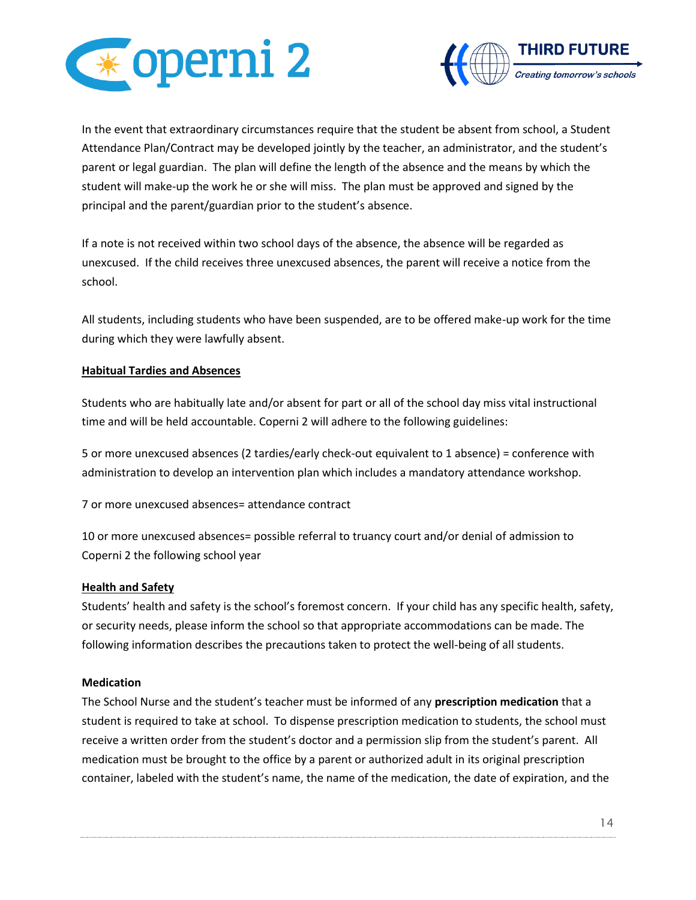In the event that extraordinary circumstances require that the student be absent from school, a Student Attendance Plan/Contract may be developed jointly by the teacher, an administrator, and the student's parent or legal guardian. The plan will define the length of the absence and the means by which the student will make-up the work he or she will miss. The plan must be approved and signed by the principal and the parent/guardian prior to the student's absence.

If a note is not received within two school days of the absence, the absence will be regarded as unexcused. If the child receives three unexcused absences, the parent will receive a notice from the school.

All students, including students who have been suspended, are to be offered make-up work for the time during which they were lawfully absent.

<u>**Habitual Tardies and Absences**</u>

Students who are habitually late and/or absent for part or all of the school day miss vital instructional time and will be held accountable. Coperni 2 will adhere to the following guidelines:

5 or more unexcused absences (2 tardies/early check-out equivalent to 1 absence) = conference with administration to develop an intervention plan which includes a mandatory attendance workshop.

7 or more unexcused absences= attendance contract

10 or more unexcused absences= possible referral to truancy court and/or denial of admission to Coperni 2 the following school year

<u>**Health and Safety**</u>

Students' health and safety is the school's foremost concern. If your child has any specific health, safety, or security needs, please inform the school so that appropriate accommodations can be made. The following information describes the precautions taken to protect the well-being of all students.

**Medication**

The School Nurse and the student's teacher must be informed of any **prescription medication** that a student is required to take at school. To dispense prescription medication to students, the school must receive a written order from the student's doctor and a permission slip from the student's parent. All medication must be brought to the office by a parent or authorized adult in its original prescription container, labeled with the student's name, the name of the medication, the date of expiration, and the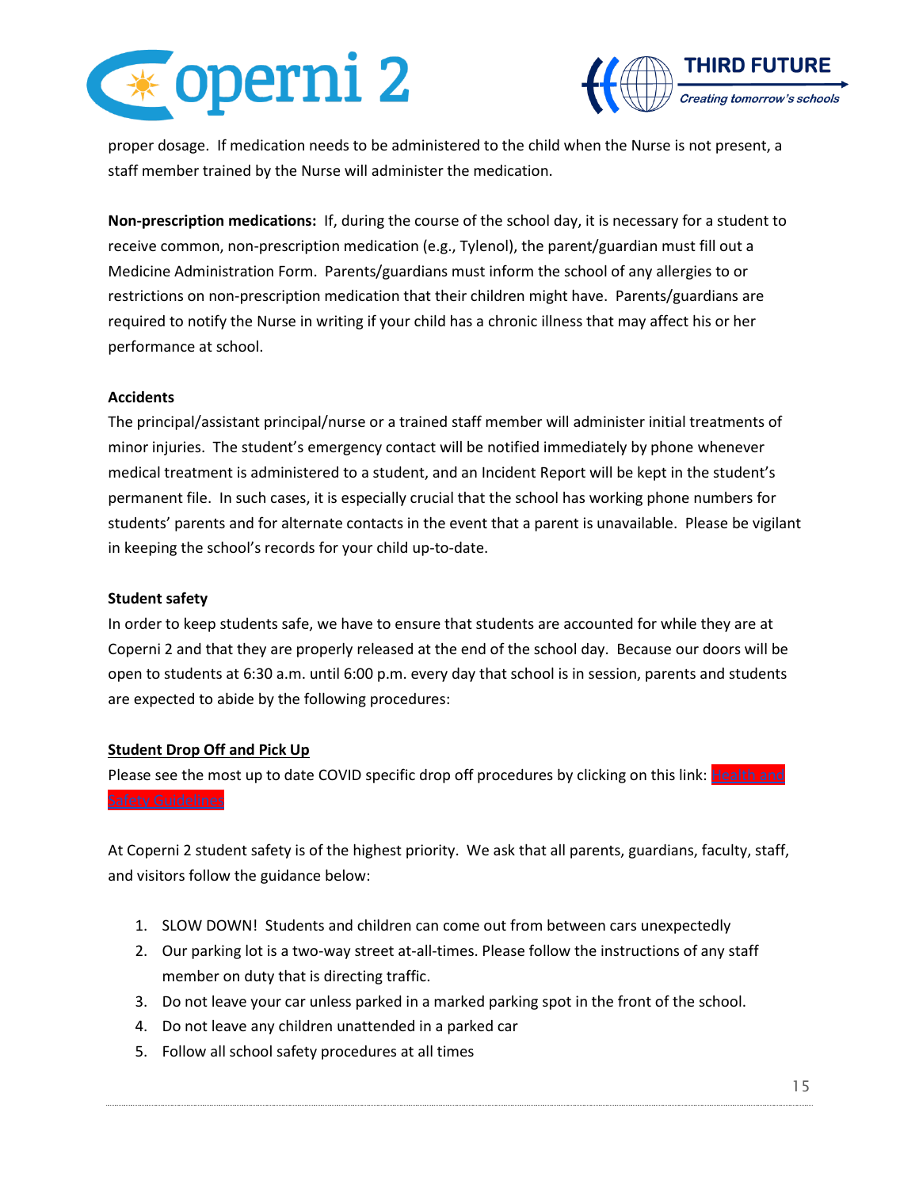proper dosage. If medication needs to be administered to the child when the Nurse is not present, a staff member trained by the Nurse will administer the medication.

**Non-prescription medications:** If, during the course of the school day, it is necessary for a student to receive common, non-prescription medication (e.g., Tylenol), the parent/guardian must fill out a Medicine Administration Form. Parents/guardians must inform the school of any allergies to or restrictions on non-prescription medication that their children might have. Parents/guardians are required to notify the Nurse in writing if your child has a chronic illness that may affect his or her performance at school.

**Accidents**

The principal/assistant principal/nurse or a trained staff member will administer initial treatments of minor injuries. The student's emergency contact will be notified immediately by phone whenever medical treatment is administered to a student, and an Incident Report will be kept in the student's permanent file. In such cases, it is especially crucial that the school has working phone numbers for students' parents and for alternate contacts in the event that a parent is unavailable. Please be vigilant in keeping the school's records for your child up-to-date.

**Student safety**

In order to keep students safe, we have to ensure that students are accounted for while they are at Coperni 2 and that they are properly released at the end of the school day. Because our doors will be open to students at 6:30 a.m. until 6:00 p.m. every day that school is in session, parents and students are expected to abide by the following procedures:

**Student Drop Off and Pick Up**

Please see the most up to date COVID specific drop off procedures by clicking on this link: Health and Safety Guidelines

At Coperni 2 student safety is of the highest priority. We ask that all parents, guardians, faculty, staff, and visitors follow the guidance below:

1. SLOW DOWN! Students and children can come out from between cars unexpectedly
2. Our parking lot is a two-way street at-all-times. Please follow the instructions of any staff member on duty that is directing traffic.
3. Do not leave your car unless parked in a marked parking spot in the front of the school.
4. Do not leave any children unattended in a parked car
5. Follow all school safety procedures at all times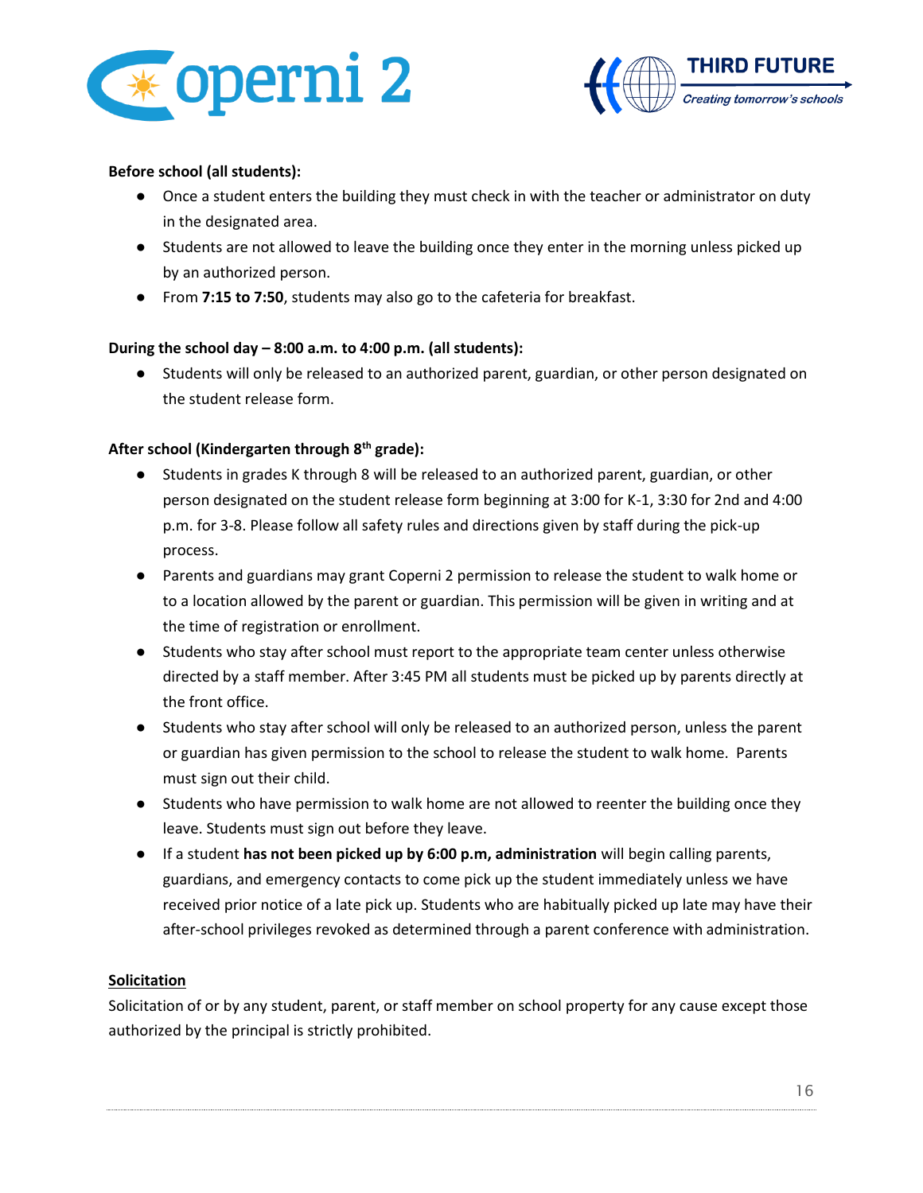**Before school (all students):**

- Once a student enters the building they must check in with the teacher or administrator on duty in the designated area.
- Students are not allowed to leave the building once they enter in the morning unless picked up by an authorized person.
- From **7:15 to 7:50**, students may also go to the cafeteria for breakfast.

**During the school day – 8:00 a.m. to 4:00 p.m. (all students):**

- Students will only be released to an authorized parent, guardian, or other person designated on the student release form.

**After school (Kindergarten through 8th grade):**

- Students in grades K through 8 will be released to an authorized parent, guardian, or other person designated on the student release form beginning at 3:00 for K-1, 3:30 for 2nd and 4:00 p.m. for 3-8. Please follow all safety rules and directions given by staff during the pick-up process.
- Parents and guardians may grant Coperni 2 permission to release the student to walk home or to a location allowed by the parent or guardian. This permission will be given in writing and at the time of registration or enrollment.
- Students who stay after school must report to the appropriate team center unless otherwise directed by a staff member. After 3:45 PM all students must be picked up by parents directly at the front office.
- Students who stay after school will only be released to an authorized person, unless the parent or guardian has given permission to the school to release the student to walk home. Parents must sign out their child.
- Students who have permission to walk home are not allowed to reenter the building once they leave. Students must sign out before they leave.
- If a student **has not been picked up by 6:00 p.m, administration** will begin calling parents, guardians, and emergency contacts to come pick up the student immediately unless we have received prior notice of a late pick up. Students who are habitually picked up late may have their after-school privileges revoked as determined through a parent conference with administration.

**Solicitation**

Solicitation of or by any student, parent, or staff member on school property for any cause except those authorized by the principal is strictly prohibited.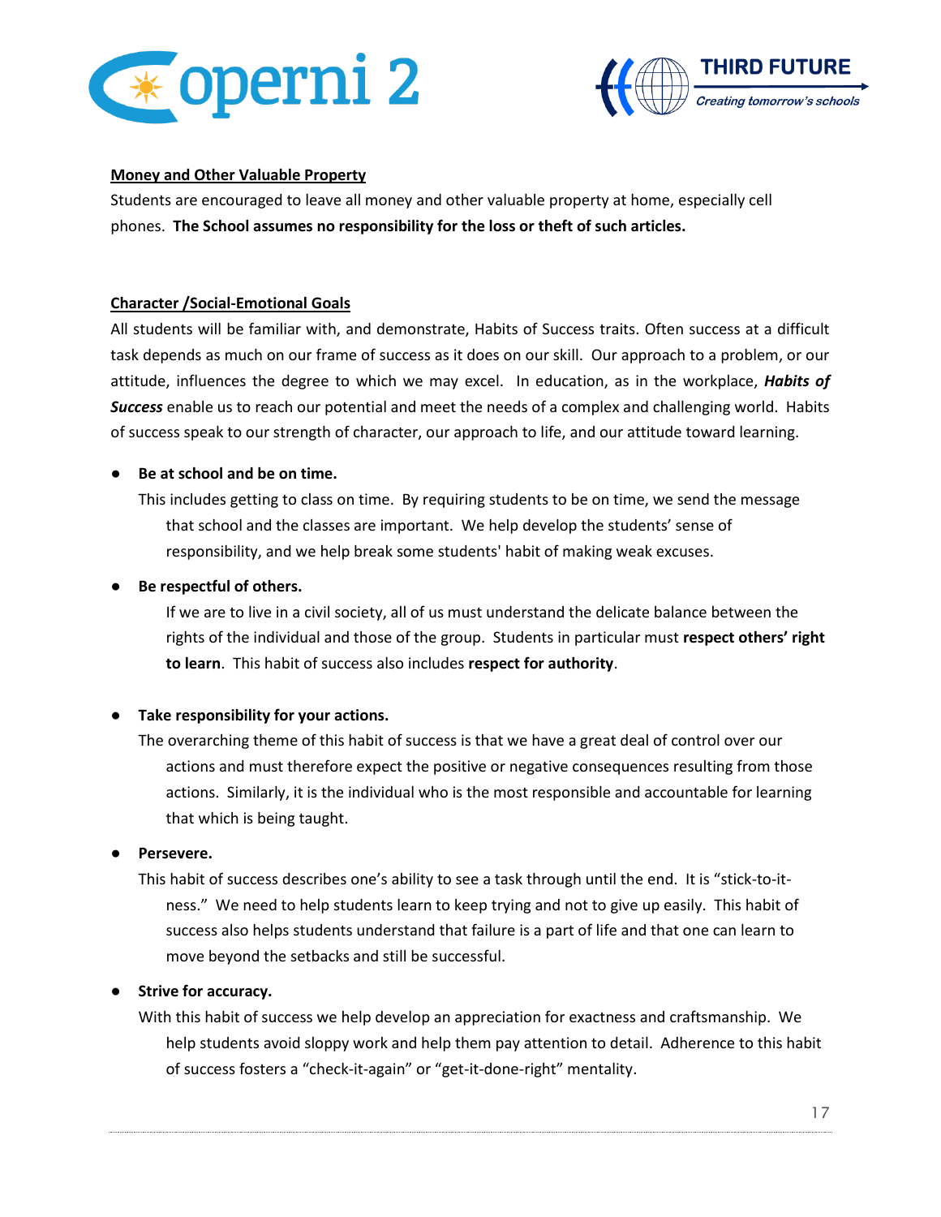**Money and Other Valuable Property**

Students are encouraged to leave all money and other valuable property at home, especially cell phones. **The School assumes no responsibility for the loss or theft of such articles.**

**Character /Social-Emotional Goals**

All students will be familiar with, and demonstrate, Habits of Success traits. Often success at a difficult task depends as much on our frame of success as it does on our skill. Our approach to a problem, or our attitude, influences the degree to which we may excel. In education, as in the workplace, ***Habits of Success*** enable us to reach our potential and meet the needs of a complex and challenging world. Habits of success speak to our strength of character, our approach to life, and our attitude toward learning.

- **Be at school and be on time.**

  This includes getting to class on time. By requiring students to be on time, we send the message that school and the classes are important. We help develop the students' sense of responsibility, and we help break some students' habit of making weak excuses.

- **Be respectful of others.**

  If we are to live in a civil society, all of us must understand the delicate balance between the rights of the individual and those of the group. Students in particular must **respect others' right to learn**. This habit of success also includes **respect for authority**.

- **Take responsibility for your actions.**

  The overarching theme of this habit of success is that we have a great deal of control over our actions and must therefore expect the positive or negative consequences resulting from those actions. Similarly, it is the individual who is the most responsible and accountable for learning that which is being taught.

- **Persevere.**

  This habit of success describes one's ability to see a task through until the end. It is "stick-to-it-ness." We need to help students learn to keep trying and not to give up easily. This habit of success also helps students understand that failure is a part of life and that one can learn to move beyond the setbacks and still be successful.

- **Strive for accuracy.**

  With this habit of success we help develop an appreciation for exactness and craftsmanship. We help students avoid sloppy work and help them pay attention to detail. Adherence to this habit of success fosters a "check-it-again" or "get-it-done-right" mentality.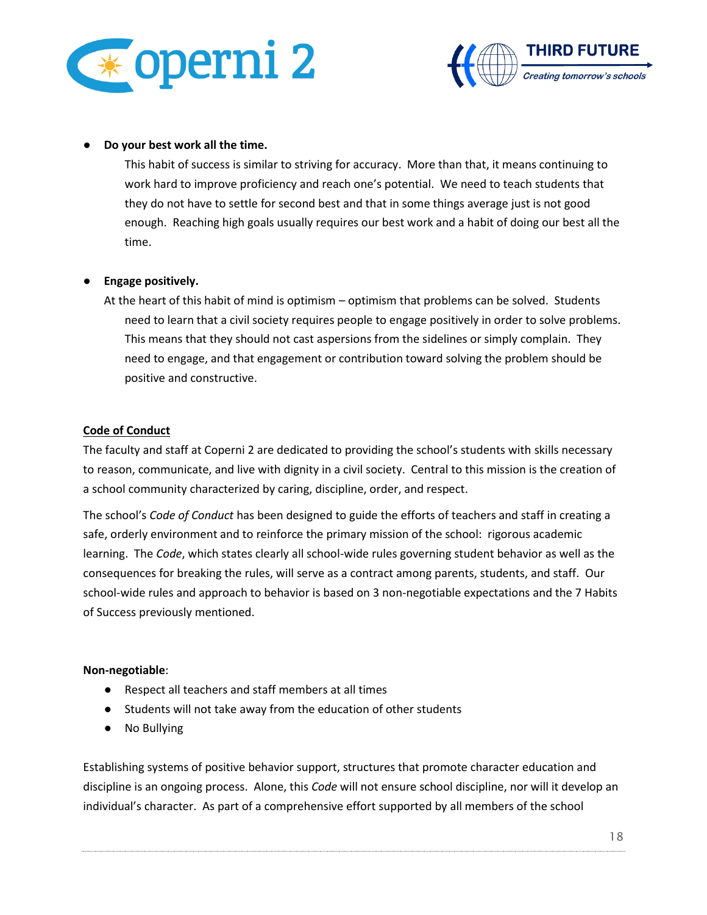- **Do your best work all the time.**

  This habit of success is similar to striving for accuracy. More than that, it means continuing to work hard to improve proficiency and reach one's potential. We need to teach students that they do not have to settle for second best and that in some things average just is not good enough. Reaching high goals usually requires our best work and a habit of doing our best all the time.

- **Engage positively.**

  At the heart of this habit of mind is optimism – optimism that problems can be solved. Students need to learn that a civil society requires people to engage positively in order to solve problems. This means that they should not cast aspersions from the sidelines or simply complain. They need to engage, and that engagement or contribution toward solving the problem should be positive and constructive.

**Code of Conduct**

The faculty and staff at Coperni 2 are dedicated to providing the school's students with skills necessary to reason, communicate, and live with dignity in a civil society. Central to this mission is the creation of a school community characterized by caring, discipline, order, and respect.

The school's *Code of Conduct* has been designed to guide the efforts of teachers and staff in creating a safe, orderly environment and to reinforce the primary mission of the school: rigorous academic learning. The *Code*, which states clearly all school-wide rules governing student behavior as well as the consequences for breaking the rules, will serve as a contract among parents, students, and staff. Our school-wide rules and approach to behavior is based on 3 non-negotiable expectations and the 7 Habits of Success previously mentioned.

**Non-negotiable**:

- Respect all teachers and staff members at all times
- Students will not take away from the education of other students
- No Bullying

Establishing systems of positive behavior support, structures that promote character education and discipline is an ongoing process. Alone, this *Code* will not ensure school discipline, nor will it develop an individual's character. As part of a comprehensive effort supported by all members of the school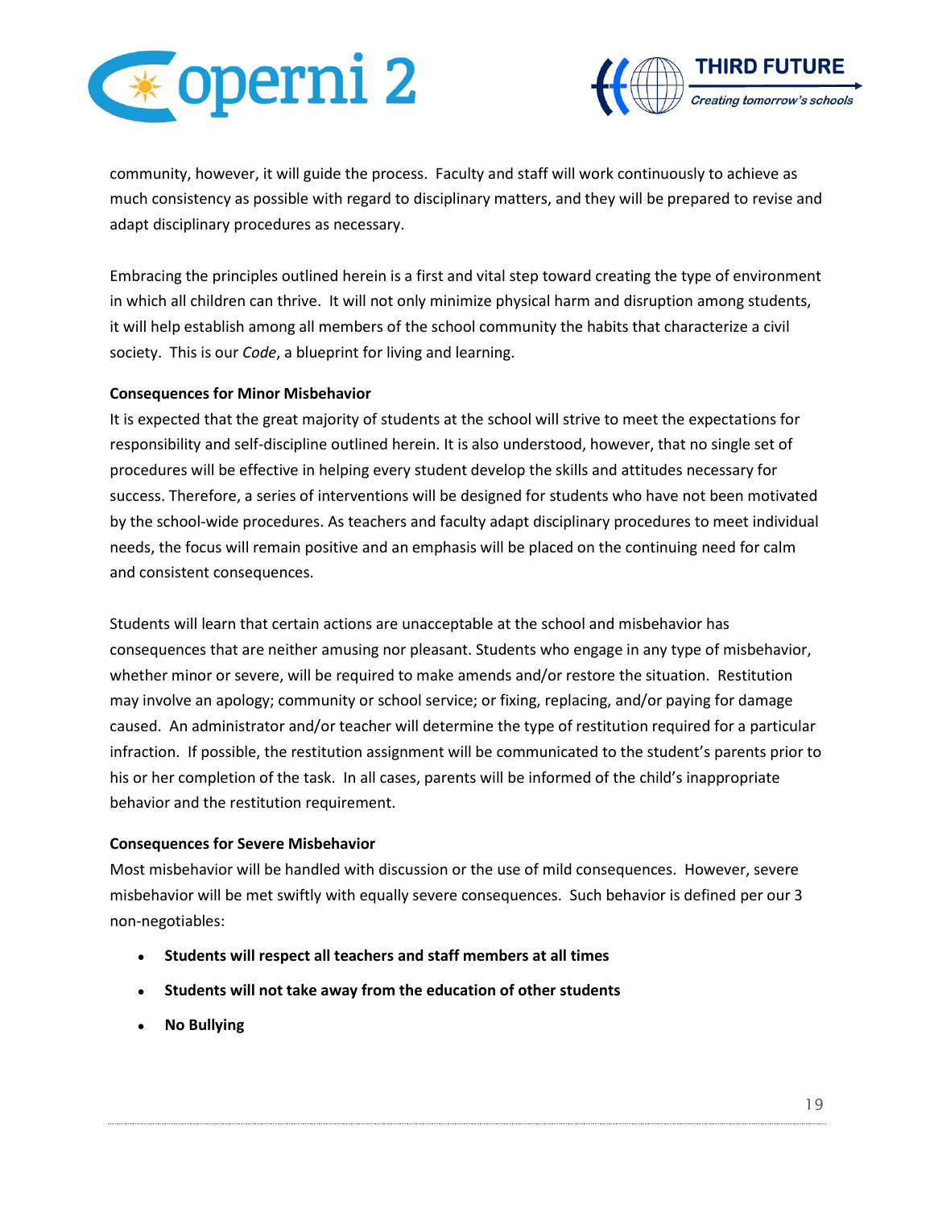community, however, it will guide the process. Faculty and staff will work continuously to achieve as much consistency as possible with regard to disciplinary matters, and they will be prepared to revise and adapt disciplinary procedures as necessary.

Embracing the principles outlined herein is a first and vital step toward creating the type of environment in which all children can thrive. It will not only minimize physical harm and disruption among students, it will help establish among all members of the school community the habits that characterize a civil society. This is our *Code*, a blueprint for living and learning.

**Consequences for Minor Misbehavior**

It is expected that the great majority of students at the school will strive to meet the expectations for responsibility and self-discipline outlined herein. It is also understood, however, that no single set of procedures will be effective in helping every student develop the skills and attitudes necessary for success. Therefore, a series of interventions will be designed for students who have not been motivated by the school-wide procedures. As teachers and faculty adapt disciplinary procedures to meet individual needs, the focus will remain positive and an emphasis will be placed on the continuing need for calm and consistent consequences.

Students will learn that certain actions are unacceptable at the school and misbehavior has consequences that are neither amusing nor pleasant. Students who engage in any type of misbehavior, whether minor or severe, will be required to make amends and/or restore the situation. Restitution may involve an apology; community or school service; or fixing, replacing, and/or paying for damage caused. An administrator and/or teacher will determine the type of restitution required for a particular infraction. If possible, the restitution assignment will be communicated to the student's parents prior to his or her completion of the task. In all cases, parents will be informed of the child's inappropriate behavior and the restitution requirement.

**Consequences for Severe Misbehavior**

Most misbehavior will be handled with discussion or the use of mild consequences. However, severe misbehavior will be met swiftly with equally severe consequences. Such behavior is defined per our 3 non-negotiables:

- **Students will respect all teachers and staff members at all times**
- **Students will not take away from the education of other students**
- **No Bullying**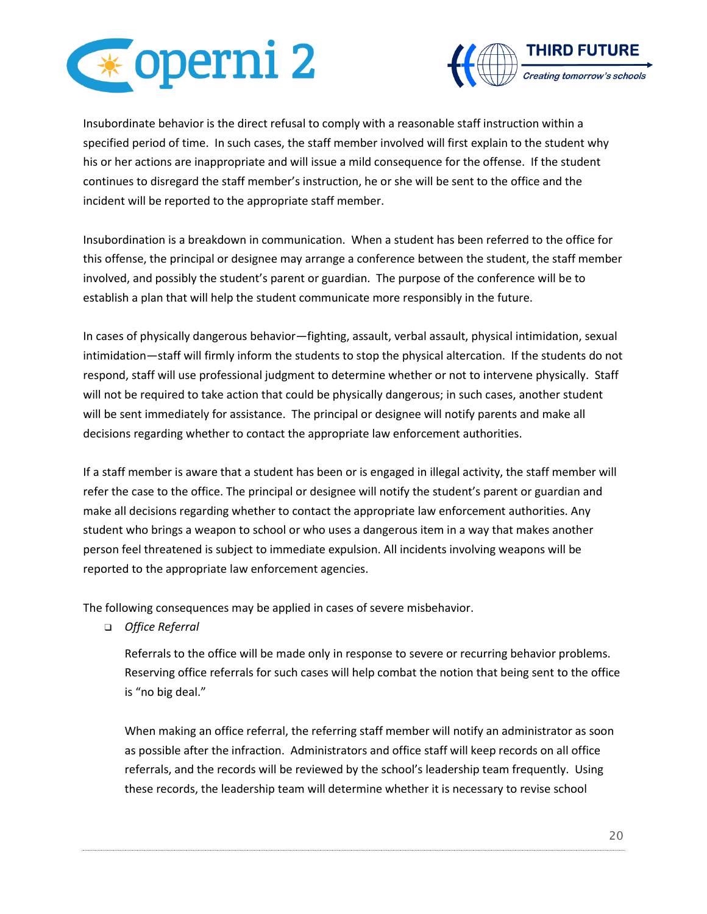Insubordinate behavior is the direct refusal to comply with a reasonable staff instruction within a specified period of time. In such cases, the staff member involved will first explain to the student why his or her actions are inappropriate and will issue a mild consequence for the offense. If the student continues to disregard the staff member's instruction, he or she will be sent to the office and the incident will be reported to the appropriate staff member.

Insubordination is a breakdown in communication. When a student has been referred to the office for this offense, the principal or designee may arrange a conference between the student, the staff member involved, and possibly the student's parent or guardian. The purpose of the conference will be to establish a plan that will help the student communicate more responsibly in the future.

In cases of physically dangerous behavior—fighting, assault, verbal assault, physical intimidation, sexual intimidation—staff will firmly inform the students to stop the physical altercation. If the students do not respond, staff will use professional judgment to determine whether or not to intervene physically. Staff will not be required to take action that could be physically dangerous; in such cases, another student will be sent immediately for assistance. The principal or designee will notify parents and make all decisions regarding whether to contact the appropriate law enforcement authorities.

If a staff member is aware that a student has been or is engaged in illegal activity, the staff member will refer the case to the office. The principal or designee will notify the student's parent or guardian and make all decisions regarding whether to contact the appropriate law enforcement authorities. Any student who brings a weapon to school or who uses a dangerous item in a way that makes another person feel threatened is subject to immediate expulsion. All incidents involving weapons will be reported to the appropriate law enforcement agencies.

The following consequences may be applied in cases of severe misbehavior.

- *Office Referral*

  Referrals to the office will be made only in response to severe or recurring behavior problems. Reserving office referrals for such cases will help combat the notion that being sent to the office is "no big deal."

  When making an office referral, the referring staff member will notify an administrator as soon as possible after the infraction. Administrators and office staff will keep records on all office referrals, and the records will be reviewed by the school's leadership team frequently. Using these records, the leadership team will determine whether it is necessary to revise school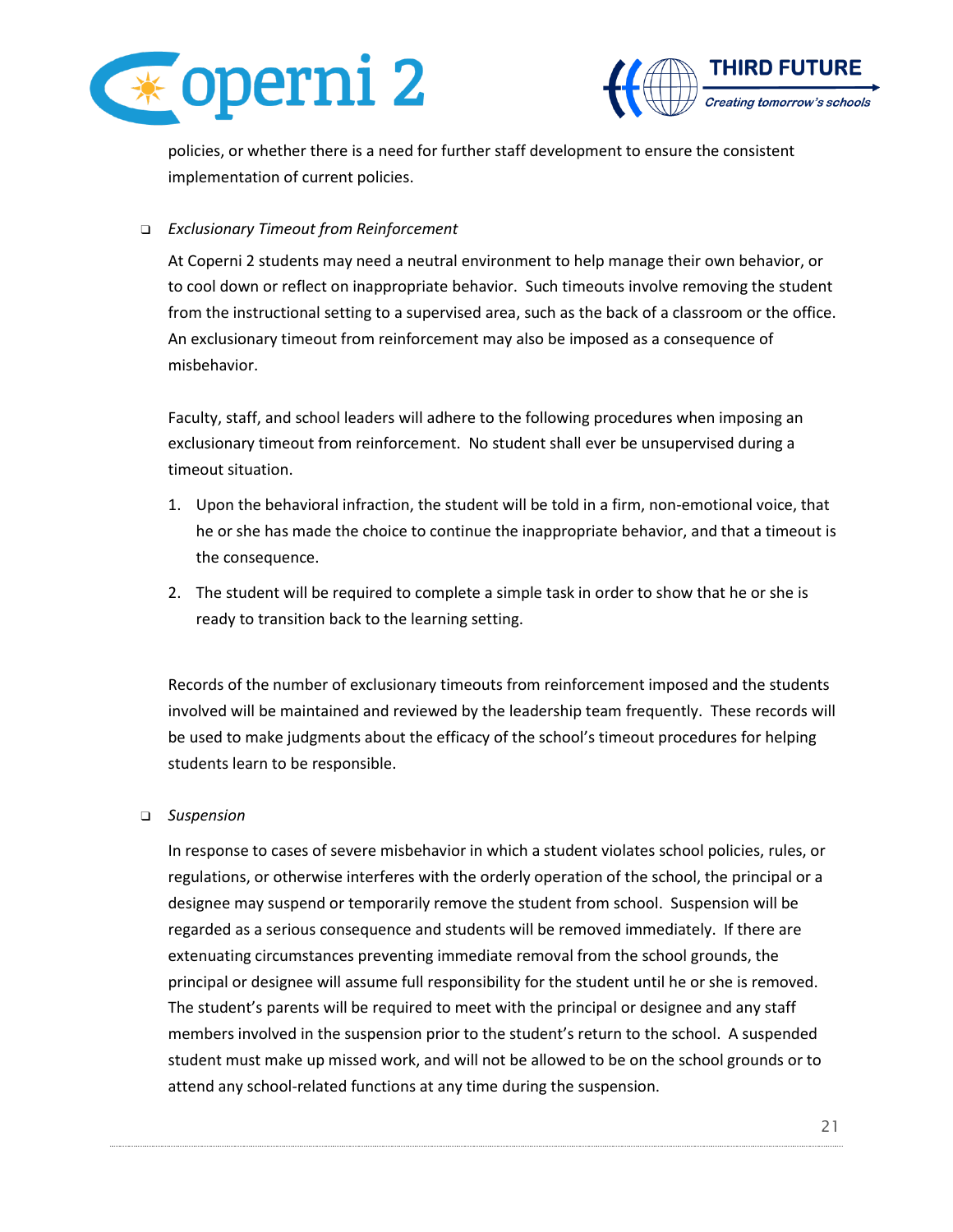policies, or whether there is a need for further staff development to ensure the consistent implementation of current policies.

- *Exclusionary Timeout from Reinforcement*

  At Coperni 2 students may need a neutral environment to help manage their own behavior, or to cool down or reflect on inappropriate behavior. Such timeouts involve removing the student from the instructional setting to a supervised area, such as the back of a classroom or the office. An exclusionary timeout from reinforcement may also be imposed as a consequence of misbehavior.

  Faculty, staff, and school leaders will adhere to the following procedures when imposing an exclusionary timeout from reinforcement. No student shall ever be unsupervised during a timeout situation.

  1. Upon the behavioral infraction, the student will be told in a firm, non-emotional voice, that he or she has made the choice to continue the inappropriate behavior, and that a timeout is the consequence.
  2. The student will be required to complete a simple task in order to show that he or she is ready to transition back to the learning setting.

  Records of the number of exclusionary timeouts from reinforcement imposed and the students involved will be maintained and reviewed by the leadership team frequently. These records will be used to make judgments about the efficacy of the school's timeout procedures for helping students learn to be responsible.

- *Suspension*

  In response to cases of severe misbehavior in which a student violates school policies, rules, or regulations, or otherwise interferes with the orderly operation of the school, the principal or a designee may suspend or temporarily remove the student from school. Suspension will be regarded as a serious consequence and students will be removed immediately. If there are extenuating circumstances preventing immediate removal from the school grounds, the principal or designee will assume full responsibility for the student until he or she is removed. The student's parents will be required to meet with the principal or designee and any staff members involved in the suspension prior to the student's return to the school. A suspended student must make up missed work, and will not be allowed to be on the school grounds or to attend any school-related functions at any time during the suspension.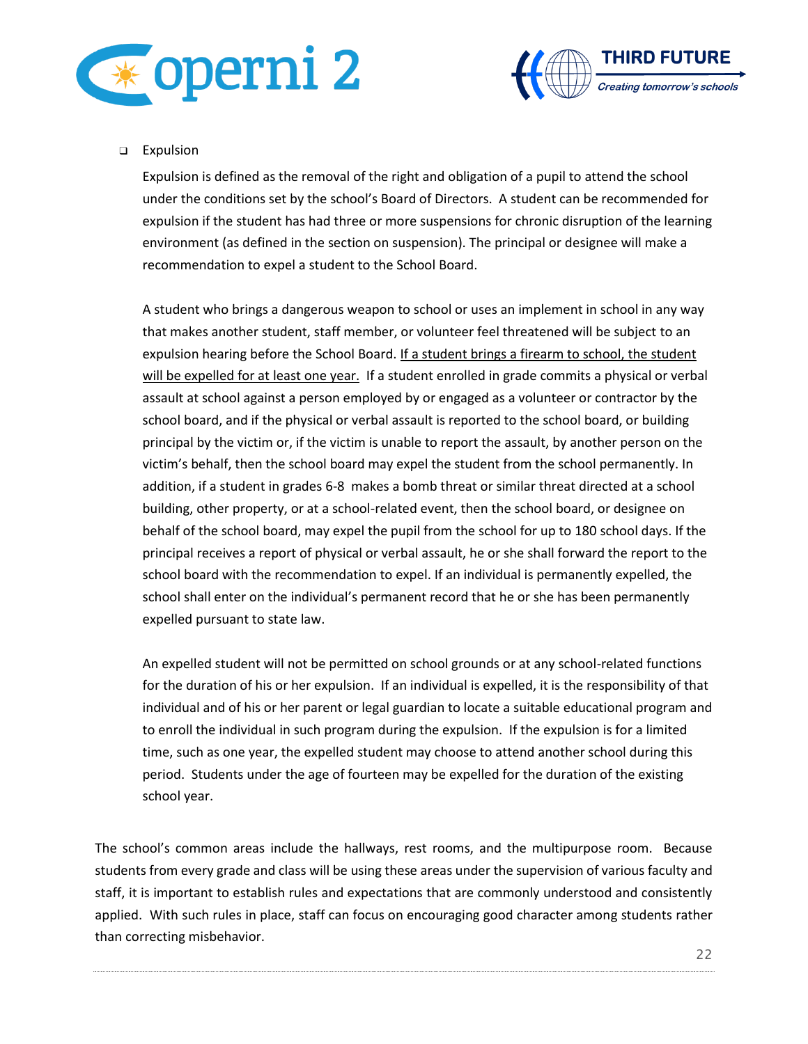- Expulsion

  Expulsion is defined as the removal of the right and obligation of a pupil to attend the school under the conditions set by the school's Board of Directors. A student can be recommended for expulsion if the student has had three or more suspensions for chronic disruption of the learning environment (as defined in the section on suspension). The principal or designee will make a recommendation to expel a student to the School Board.

  A student who brings a dangerous weapon to school or uses an implement in school in any way that makes another student, staff member, or volunteer feel threatened will be subject to an expulsion hearing before the School Board. <u>If a student brings a firearm to school, the student will be expelled for at least one year.</u> If a student enrolled in grade commits a physical or verbal assault at school against a person employed by or engaged as a volunteer or contractor by the school board, and if the physical or verbal assault is reported to the school board, or building principal by the victim or, if the victim is unable to report the assault, by another person on the victim's behalf, then the school board may expel the student from the school permanently. In addition, if a student in grades 6-8 makes a bomb threat or similar threat directed at a school building, other property, or at a school-related event, then the school board, or designee on behalf of the school board, may expel the pupil from the school for up to 180 school days. If the principal receives a report of physical or verbal assault, he or she shall forward the report to the school board with the recommendation to expel. If an individual is permanently expelled, the school shall enter on the individual's permanent record that he or she has been permanently expelled pursuant to state law.

  An expelled student will not be permitted on school grounds or at any school-related functions for the duration of his or her expulsion. If an individual is expelled, it is the responsibility of that individual and of his or her parent or legal guardian to locate a suitable educational program and to enroll the individual in such program during the expulsion. If the expulsion is for a limited time, such as one year, the expelled student may choose to attend another school during this period. Students under the age of fourteen may be expelled for the duration of the existing school year.

The school's common areas include the hallways, rest rooms, and the multipurpose room. Because students from every grade and class will be using these areas under the supervision of various faculty and staff, it is important to establish rules and expectations that are commonly understood and consistently applied. With such rules in place, staff can focus on encouraging good character among students rather than correcting misbehavior.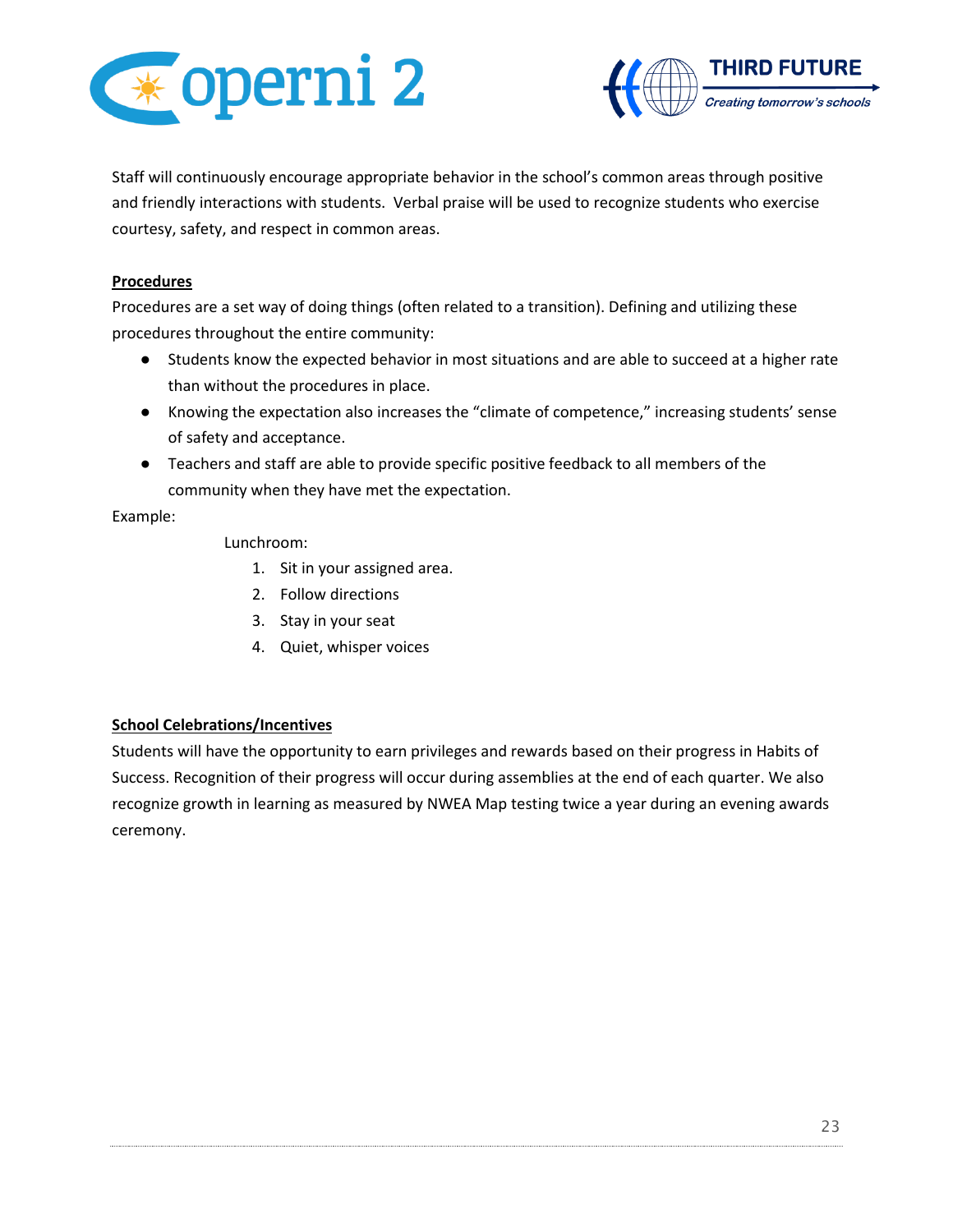Staff will continuously encourage appropriate behavior in the school's common areas through positive and friendly interactions with students. Verbal praise will be used to recognize students who exercise courtesy, safety, and respect in common areas.

**Procedures**

Procedures are a set way of doing things (often related to a transition). Defining and utilizing these procedures throughout the entire community:

- Students know the expected behavior in most situations and are able to succeed at a higher rate than without the procedures in place.
- Knowing the expectation also increases the "climate of competence," increasing students' sense of safety and acceptance.
- Teachers and staff are able to provide specific positive feedback to all members of the community when they have met the expectation.

Example:

Lunchroom:

1. Sit in your assigned area.
2. Follow directions
3. Stay in your seat
4. Quiet, whisper voices

**School Celebrations/Incentives**

Students will have the opportunity to earn privileges and rewards based on their progress in Habits of Success. Recognition of their progress will occur during assemblies at the end of each quarter. We also recognize growth in learning as measured by NWEA Map testing twice a year during an evening awards ceremony.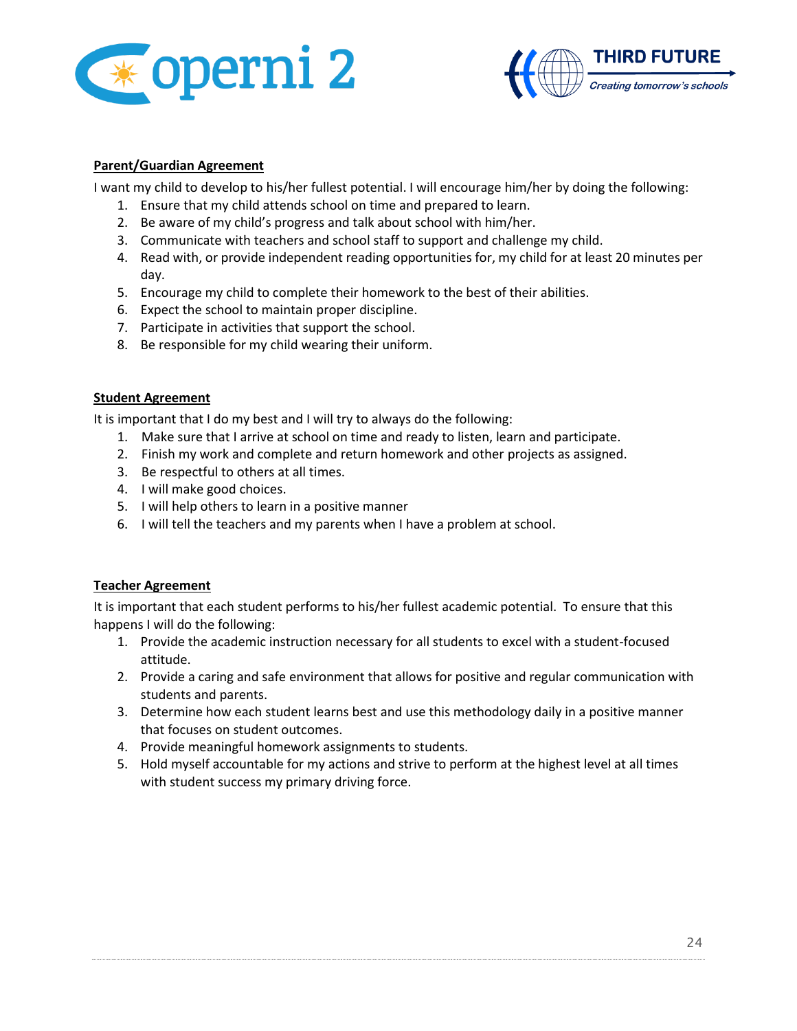**Parent/Guardian Agreement**

I want my child to develop to his/her fullest potential. I will encourage him/her by doing the following:

1. Ensure that my child attends school on time and prepared to learn.
2. Be aware of my child's progress and talk about school with him/her.
3. Communicate with teachers and school staff to support and challenge my child.
4. Read with, or provide independent reading opportunities for, my child for at least 20 minutes per day.
5. Encourage my child to complete their homework to the best of their abilities.
6. Expect the school to maintain proper discipline.
7. Participate in activities that support the school.
8. Be responsible for my child wearing their uniform.

**Student Agreement**

It is important that I do my best and I will try to always do the following:

1. Make sure that I arrive at school on time and ready to listen, learn and participate.
2. Finish my work and complete and return homework and other projects as assigned.
3. Be respectful to others at all times.
4. I will make good choices.
5. I will help others to learn in a positive manner
6. I will tell the teachers and my parents when I have a problem at school.

**Teacher Agreement**

It is important that each student performs to his/her fullest academic potential. To ensure that this happens I will do the following:

1. Provide the academic instruction necessary for all students to excel with a student-focused attitude.
2. Provide a caring and safe environment that allows for positive and regular communication with students and parents.
3. Determine how each student learns best and use this methodology daily in a positive manner that focuses on student outcomes.
4. Provide meaningful homework assignments to students.
5. Hold myself accountable for my actions and strive to perform at the highest level at all times with student success my primary driving force.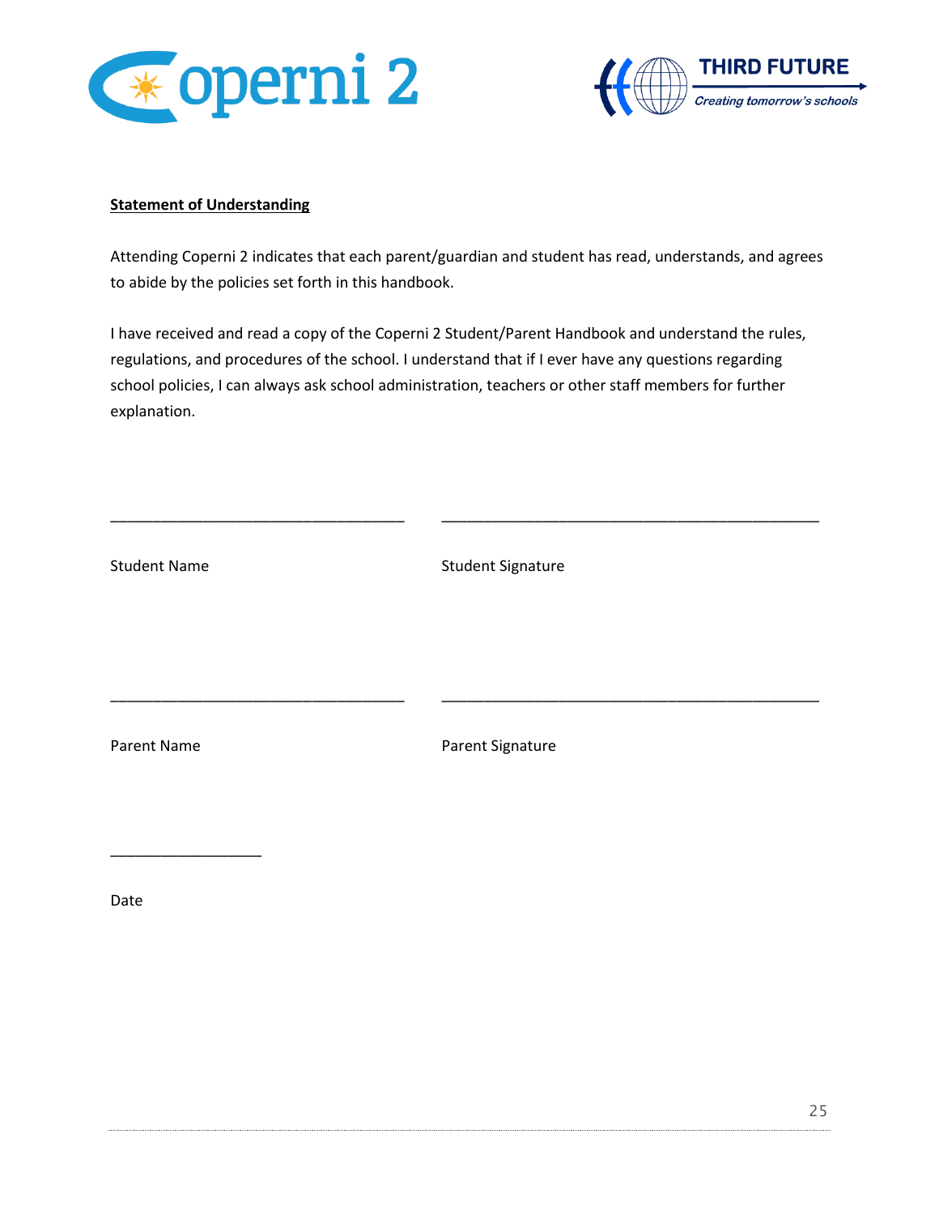**Statement of Understanding**

Attending Coperni 2 indicates that each parent/guardian and student has read, understands, and agrees to abide by the policies set forth in this handbook.

I have received and read a copy of the Coperni 2 Student/Parent Handbook and understand the rules, regulations, and procedures of the school. I understand that if I ever have any questions regarding school policies, I can always ask school administration, teachers or other staff members for further explanation.

| | |
|---|---|
| ______________________________ | ______________________________________ |
| Student Name | Student Signature |
| ______________________________ | ______________________________________ |
| Parent Name | Parent Signature |

_______________

Date